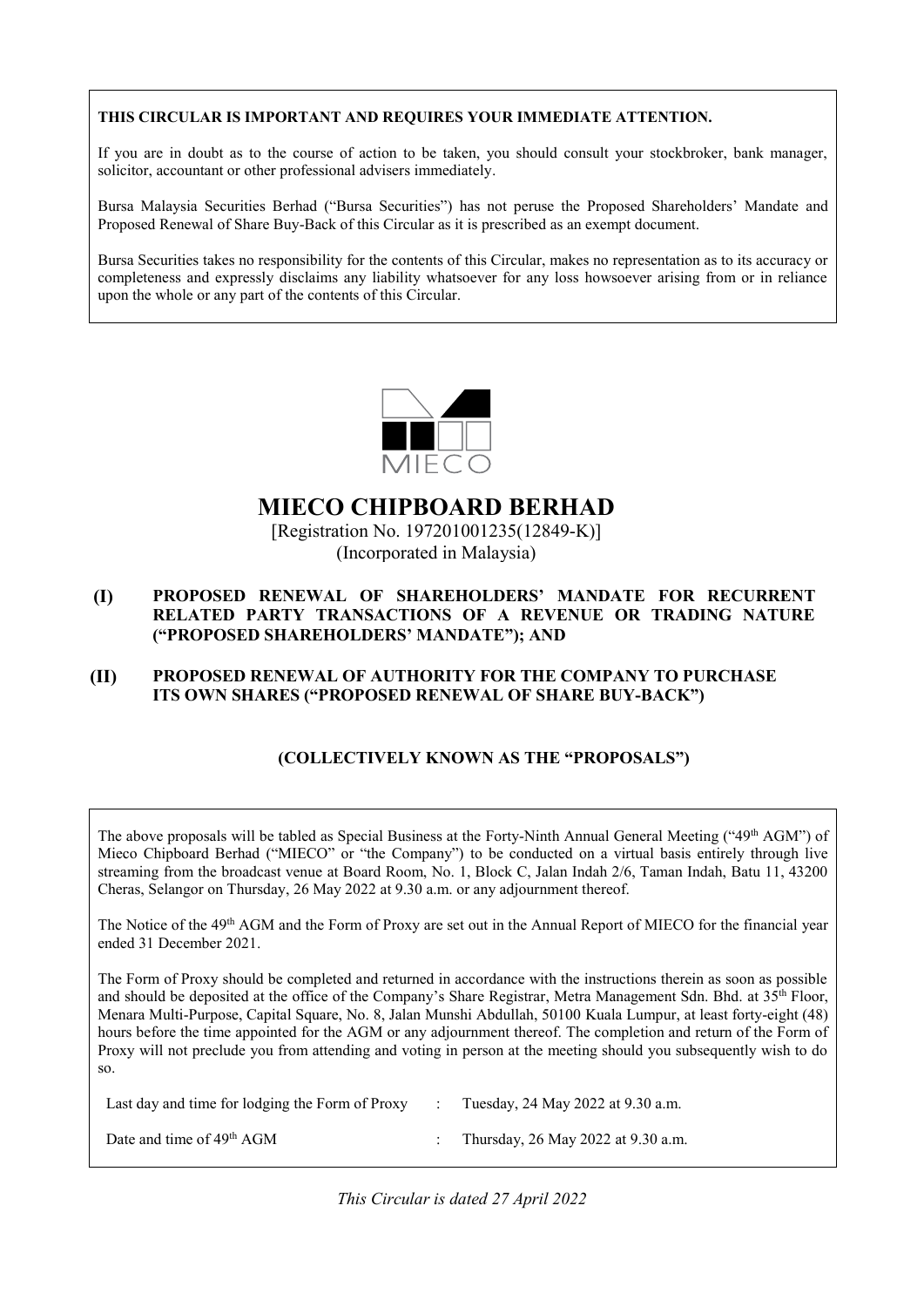**THIS CIRCULAR IS IMPORTANT AND REQUIRES YOUR IMMEDIATE ATTENTION.**

If you are in doubt as to the course of action to be taken, you should consult your stockbroker, bank manager, solicitor, accountant or other professional advisers immediately.

Bursa Malaysia Securities Berhad ("Bursa Securities") has not peruse the Proposed Shareholders' Mandate and Proposed Renewal of Share Buy-Back of this Circular as it is prescribed as an exempt document.

Bursa Securities takes no responsibility for the contents of this Circular, makes no representation as to its accuracy or completeness and expressly disclaims any liability whatsoever for any loss howsoever arising from or in reliance upon the whole or any part of the contents of this Circular.

MIECO

# MIECO CHIPBOARD BERHAD

[Registration No. 197201001235(12849-K)]
(Incorporated in Malaysia)

**(I) PROPOSED RENEWAL OF SHAREHOLDERS' MANDATE FOR RECURRENT RELATED PARTY TRANSACTIONS OF A REVENUE OR TRADING NATURE ("PROPOSED SHAREHOLDERS' MANDATE"); AND**

**(II) PROPOSED RENEWAL OF AUTHORITY FOR THE COMPANY TO PURCHASE ITS OWN SHARES ("PROPOSED RENEWAL OF SHARE BUY-BACK")**

**(COLLECTIVELY KNOWN AS THE "PROPOSALS")**

The above proposals will be tabled as Special Business at the Forty-Ninth Annual General Meeting ("49th AGM") of Mieco Chipboard Berhad ("MIECO" or "the Company") to be conducted on a virtual basis entirely through live streaming from the broadcast venue at Board Room, No. 1, Block C, Jalan Indah 2/6, Taman Indah, Batu 11, 43200 Cheras, Selangor on Thursday, 26 May 2022 at 9.30 a.m. or any adjournment thereof.

The Notice of the 49th AGM and the Form of Proxy are set out in the Annual Report of MIECO for the financial year ended 31 December 2021.

The Form of Proxy should be completed and returned in accordance with the instructions therein as soon as possible and should be deposited at the office of the Company's Share Registrar, Metra Management Sdn. Bhd. at 35th Floor, Menara Multi-Purpose, Capital Square, No. 8, Jalan Munshi Abdullah, 50100 Kuala Lumpur, at least forty-eight (48) hours before the time appointed for the AGM or any adjournment thereof. The completion and return of the Form of Proxy will not preclude you from attending and voting in person at the meeting should you subsequently wish to do so.

| | | |
|---|---|---|
| Last day and time for lodging the Form of Proxy | : | Tuesday, 24 May 2022 at 9.30 a.m. |
| Date and time of 49th AGM | : | Thursday, 26 May 2022 at 9.30 a.m. |

*This Circular is dated 27 April 2022*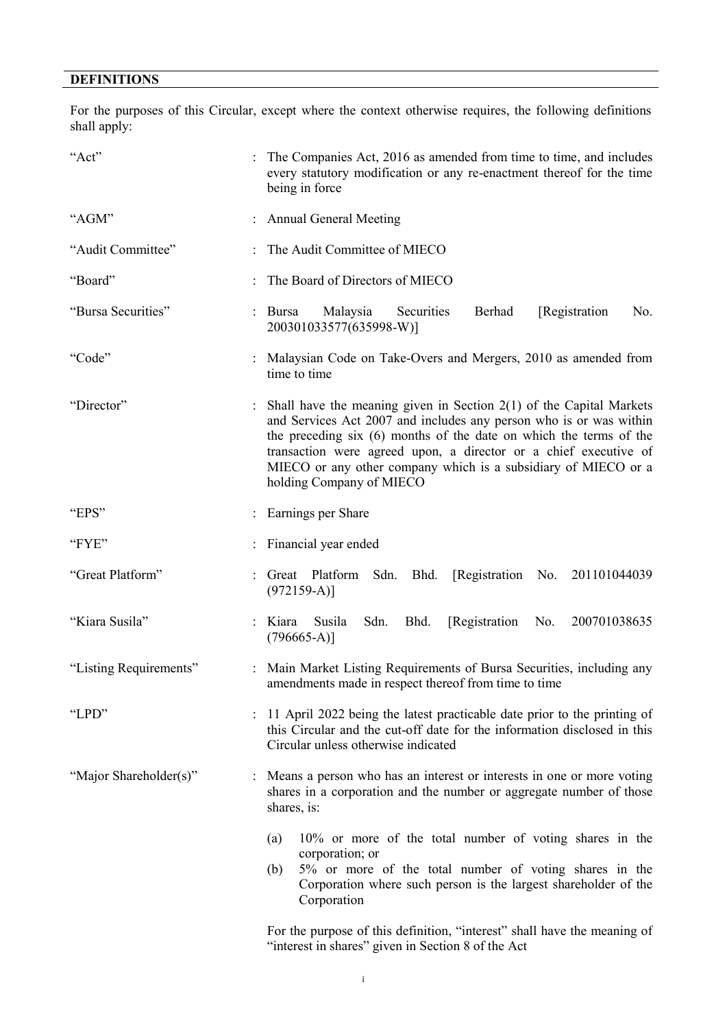## DEFINITIONS

For the purposes of this Circular, except where the context otherwise requires, the following definitions shall apply:

| | | |
|---|---|---|
| "Act" | : | The Companies Act, 2016 as amended from time to time, and includes every statutory modification or any re-enactment thereof for the time being in force |
| "AGM" | : | Annual General Meeting |
| "Audit Committee" | : | The Audit Committee of MIECO |
| "Board" | : | The Board of Directors of MIECO |
| "Bursa Securities" | : | Bursa Malaysia Securities Berhad [Registration No. 200301033577(635998-W)] |
| "Code" | : | Malaysian Code on Take-Overs and Mergers, 2010 as amended from time to time |
| "Director" | : | Shall have the meaning given in Section 2(1) of the Capital Markets and Services Act 2007 and includes any person who is or was within the preceding six (6) months of the date on which the terms of the transaction were agreed upon, a director or a chief executive of MIECO or any other company which is a subsidiary of MIECO or a holding Company of MIECO |
| "EPS" | : | Earnings per Share |
| "FYE" | : | Financial year ended |
| "Great Platform" | : | Great Platform Sdn. Bhd. [Registration No. 201101044039 (972159-A)] |
| "Kiara Susila" | : | Kiara Susila Sdn. Bhd. [Registration No. 200701038635 (796665-A)] |
| "Listing Requirements" | : | Main Market Listing Requirements of Bursa Securities, including any amendments made in respect thereof from time to time |
| "LPD" | : | 11 April 2022 being the latest practicable date prior to the printing of this Circular and the cut-off date for the information disclosed in this Circular unless otherwise indicated |
| "Major Shareholder(s)" | : | Means a person who has an interest or interests in one or more voting shares in a corporation and the number or aggregate number of those shares, is:<br><br>(a) 10% or more of the total number of voting shares in the corporation; or<br>(b) 5% or more of the total number of voting shares in the Corporation where such person is the largest shareholder of the Corporation<br><br>For the purpose of this definition, "interest" shall have the meaning of "interest in shares" given in Section 8 of the Act |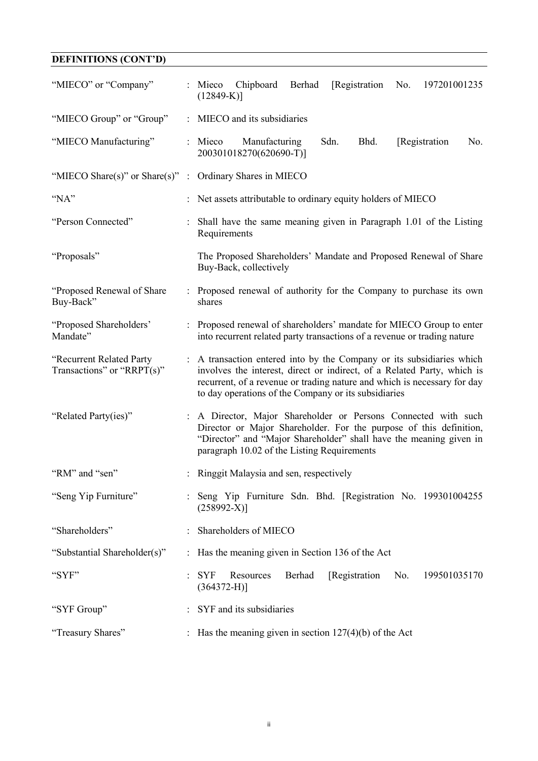## DEFINITIONS (CONT'D)

| | | |
|---|---|---|
| "MIECO" or "Company" | : | Mieco Chipboard Berhad [Registration No. 197201001235 (12849-K)] |
| "MIECO Group" or "Group" | : | MIECO and its subsidiaries |
| "MIECO Manufacturing" | : | Mieco Manufacturing Sdn. Bhd. [Registration No. 200301018270(620690-T)] |
| "MIECO Share(s)" or Share(s)" | : | Ordinary Shares in MIECO |
| "NA" | : | Net assets attributable to ordinary equity holders of MIECO |
| "Person Connected" | : | Shall have the same meaning given in Paragraph 1.01 of the Listing Requirements |
| "Proposals" | | The Proposed Shareholders' Mandate and Proposed Renewal of Share Buy-Back, collectively |
| "Proposed Renewal of Share Buy-Back" | : | Proposed renewal of authority for the Company to purchase its own shares |
| "Proposed Shareholders' Mandate" | : | Proposed renewal of shareholders' mandate for MIECO Group to enter into recurrent related party transactions of a revenue or trading nature |
| "Recurrent Related Party Transactions" or "RRPT(s)" | : | A transaction entered into by the Company or its subsidiaries which involves the interest, direct or indirect, of a Related Party, which is recurrent, of a revenue or trading nature and which is necessary for day to day operations of the Company or its subsidiaries |
| "Related Party(ies)" | : | A Director, Major Shareholder or Persons Connected with such Director or Major Shareholder. For the purpose of this definition, "Director" and "Major Shareholder" shall have the meaning given in paragraph 10.02 of the Listing Requirements |
| "RM" and "sen" | : | Ringgit Malaysia and sen, respectively |
| "Seng Yip Furniture" | : | Seng Yip Furniture Sdn. Bhd. [Registration No. 199301004255 (258992-X)] |
| "Shareholders" | : | Shareholders of MIECO |
| "Substantial Shareholder(s)" | : | Has the meaning given in Section 136 of the Act |
| "SYF" | : | SYF Resources Berhad [Registration No. 199501035170 (364372-H)] |
| "SYF Group" | : | SYF and its subsidiaries |
| "Treasury Shares" | : | Has the meaning given in section 127(4)(b) of the Act |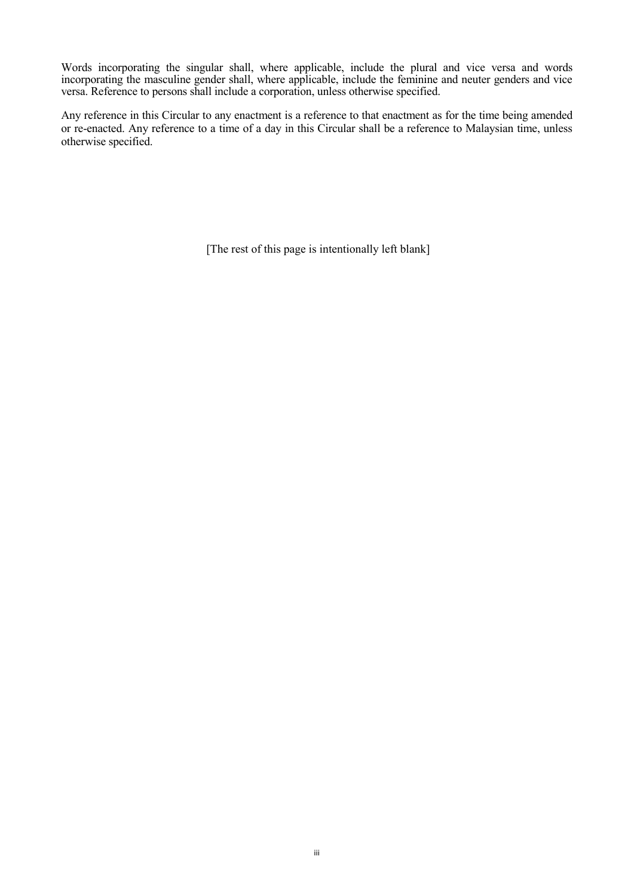Words incorporating the singular shall, where applicable, include the plural and vice versa and words incorporating the masculine gender shall, where applicable, include the feminine and neuter genders and vice versa. Reference to persons shall include a corporation, unless otherwise specified.

Any reference in this Circular to any enactment is a reference to that enactment as for the time being amended or re-enacted. Any reference to a time of a day in this Circular shall be a reference to Malaysian time, unless otherwise specified.

[The rest of this page is intentionally left blank]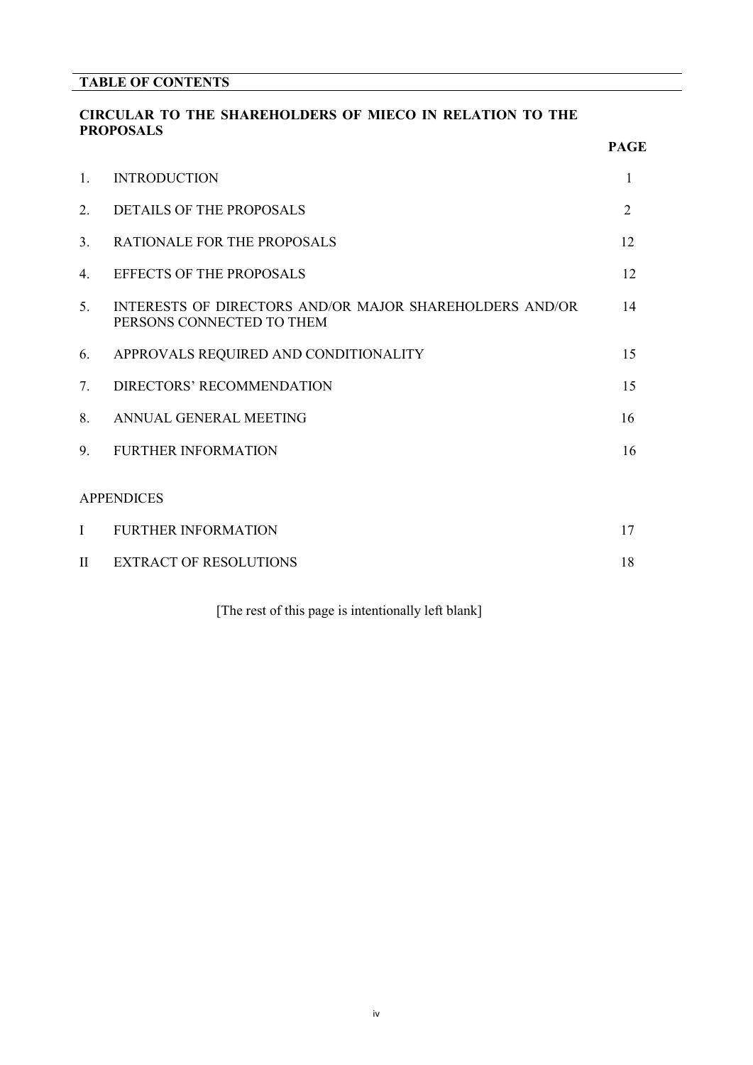## TABLE OF CONTENTS

### CIRCULAR TO THE SHAREHOLDERS OF MIECO IN RELATION TO THE PROPOSALS

| | | PAGE |
|---|---|---|
| 1. | INTRODUCTION | 1 |
| 2. | DETAILS OF THE PROPOSALS | 2 |
| 3. | RATIONALE FOR THE PROPOSALS | 12 |
| 4. | EFFECTS OF THE PROPOSALS | 12 |
| 5. | INTERESTS OF DIRECTORS AND/OR MAJOR SHAREHOLDERS AND/OR PERSONS CONNECTED TO THEM | 14 |
| 6. | APPROVALS REQUIRED AND CONDITIONALITY | 15 |
| 7. | DIRECTORS' RECOMMENDATION | 15 |
| 8. | ANNUAL GENERAL MEETING | 16 |
| 9. | FURTHER INFORMATION | 16 |

APPENDICES

| | | |
|---|---|---|
| I | FURTHER INFORMATION | 17 |
| II | EXTRACT OF RESOLUTIONS | 18 |

[The rest of this page is intentionally left blank]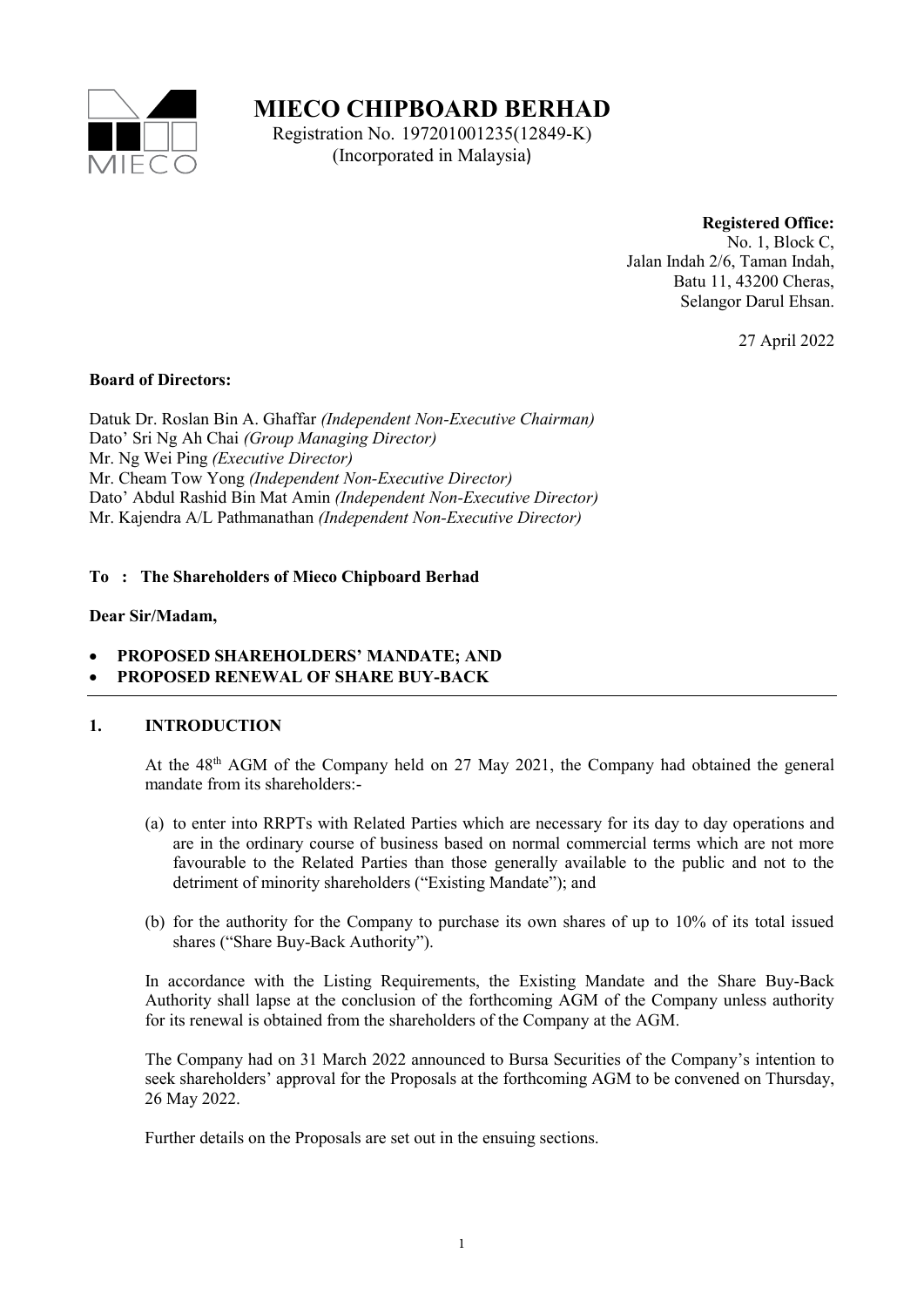# MIECO CHIPBOARD BERHAD

Registration No. 197201001235(12849-K)
(Incorporated in Malaysia)

**Registered Office:**
No. 1, Block C,
Jalan Indah 2/6, Taman Indah,
Batu 11, 43200 Cheras,
Selangor Darul Ehsan.

27 April 2022

**Board of Directors:**

Datuk Dr. Roslan Bin A. Ghaffar *(Independent Non-Executive Chairman)*
Dato' Sri Ng Ah Chai *(Group Managing Director)*
Mr. Ng Wei Ping *(Executive Director)*
Mr. Cheam Tow Yong *(Independent Non-Executive Director)*
Dato' Abdul Rashid Bin Mat Amin *(Independent Non-Executive Director)*
Mr. Kajendra A/L Pathmanathan *(Independent Non-Executive Director)*

**To : The Shareholders of Mieco Chipboard Berhad**

**Dear Sir/Madam,**

- **PROPOSED SHAREHOLDERS' MANDATE; AND**
- **PROPOSED RENEWAL OF SHARE BUY-BACK**

## 1. INTRODUCTION

At the 48th AGM of the Company held on 27 May 2021, the Company had obtained the general mandate from its shareholders:-

(a) to enter into RRPTs with Related Parties which are necessary for its day to day operations and are in the ordinary course of business based on normal commercial terms which are not more favourable to the Related Parties than those generally available to the public and not to the detriment of minority shareholders ("Existing Mandate"); and

(b) for the authority for the Company to purchase its own shares of up to 10% of its total issued shares ("Share Buy-Back Authority").

In accordance with the Listing Requirements, the Existing Mandate and the Share Buy-Back Authority shall lapse at the conclusion of the forthcoming AGM of the Company unless authority for its renewal is obtained from the shareholders of the Company at the AGM.

The Company had on 31 March 2022 announced to Bursa Securities of the Company's intention to seek shareholders' approval for the Proposals at the forthcoming AGM to be convened on Thursday, 26 May 2022.

Further details on the Proposals are set out in the ensuing sections.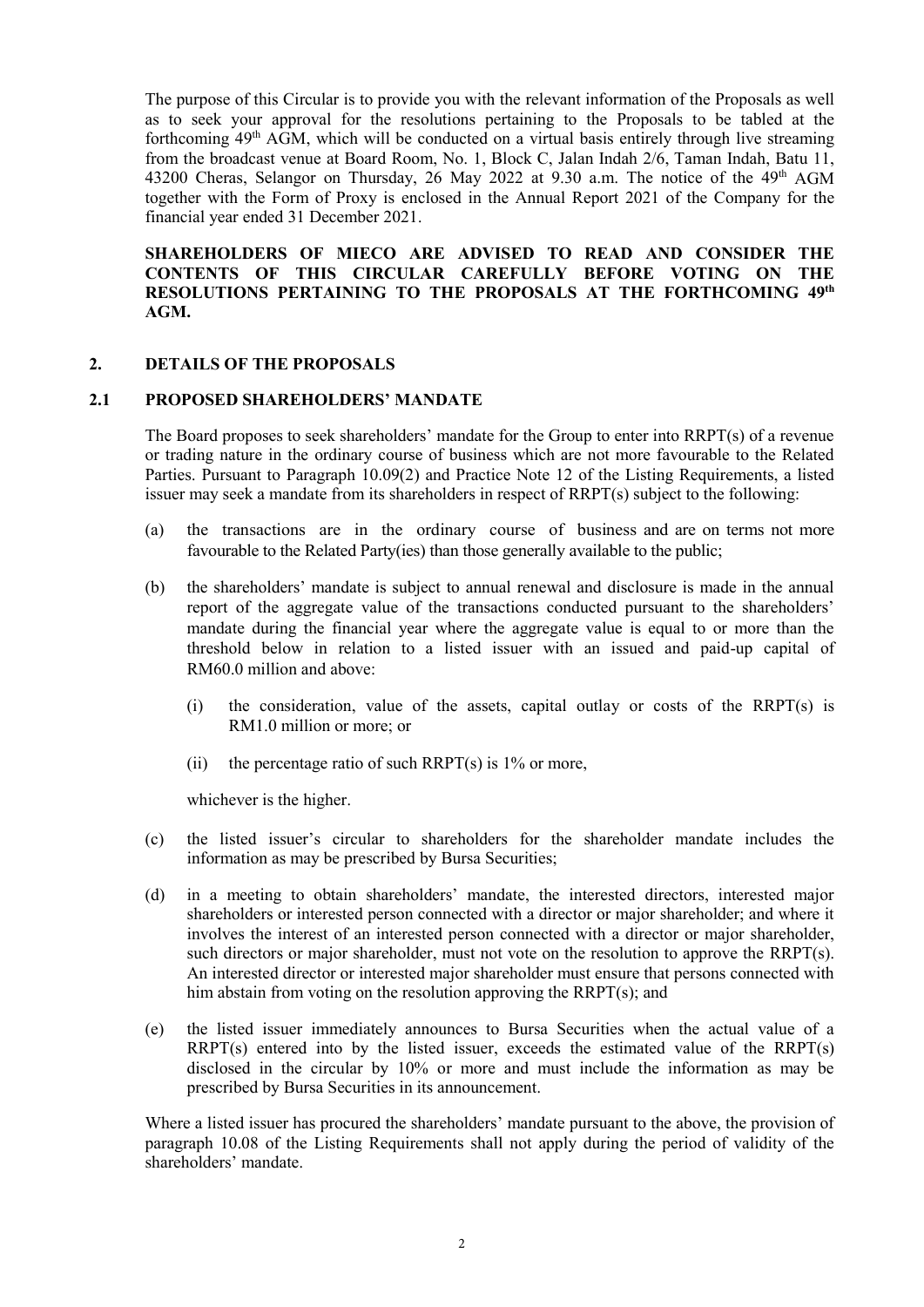The purpose of this Circular is to provide you with the relevant information of the Proposals as well as to seek your approval for the resolutions pertaining to the Proposals to be tabled at the forthcoming 49th AGM, which will be conducted on a virtual basis entirely through live streaming from the broadcast venue at Board Room, No. 1, Block C, Jalan Indah 2/6, Taman Indah, Batu 11, 43200 Cheras, Selangor on Thursday, 26 May 2022 at 9.30 a.m. The notice of the 49th AGM together with the Form of Proxy is enclosed in the Annual Report 2021 of the Company for the financial year ended 31 December 2021.

**SHAREHOLDERS OF MIECO ARE ADVISED TO READ AND CONSIDER THE CONTENTS OF THIS CIRCULAR CAREFULLY BEFORE VOTING ON THE RESOLUTIONS PERTAINING TO THE PROPOSALS AT THE FORTHCOMING 49th AGM.**

## 2. DETAILS OF THE PROPOSALS

### 2.1 PROPOSED SHAREHOLDERS' MANDATE

The Board proposes to seek shareholders' mandate for the Group to enter into RRPT(s) of a revenue or trading nature in the ordinary course of business which are not more favourable to the Related Parties. Pursuant to Paragraph 10.09(2) and Practice Note 12 of the Listing Requirements, a listed issuer may seek a mandate from its shareholders in respect of RRPT(s) subject to the following:

(a) the transactions are in the ordinary course of business and are on terms not more favourable to the Related Party(ies) than those generally available to the public;

(b) the shareholders' mandate is subject to annual renewal and disclosure is made in the annual report of the aggregate value of the transactions conducted pursuant to the shareholders' mandate during the financial year where the aggregate value is equal to or more than the threshold below in relation to a listed issuer with an issued and paid-up capital of RM60.0 million and above:

   (i) the consideration, value of the assets, capital outlay or costs of the RRPT(s) is RM1.0 million or more; or

   (ii) the percentage ratio of such RRPT(s) is 1% or more,

   whichever is the higher.

(c) the listed issuer's circular to shareholders for the shareholder mandate includes the information as may be prescribed by Bursa Securities;

(d) in a meeting to obtain shareholders' mandate, the interested directors, interested major shareholders or interested person connected with a director or major shareholder; and where it involves the interest of an interested person connected with a director or major shareholder, such directors or major shareholder, must not vote on the resolution to approve the RRPT(s). An interested director or interested major shareholder must ensure that persons connected with him abstain from voting on the resolution approving the RRPT(s); and

(e) the listed issuer immediately announces to Bursa Securities when the actual value of a RRPT(s) entered into by the listed issuer, exceeds the estimated value of the RRPT(s) disclosed in the circular by 10% or more and must include the information as may be prescribed by Bursa Securities in its announcement.

Where a listed issuer has procured the shareholders' mandate pursuant to the above, the provision of paragraph 10.08 of the Listing Requirements shall not apply during the period of validity of the shareholders' mandate.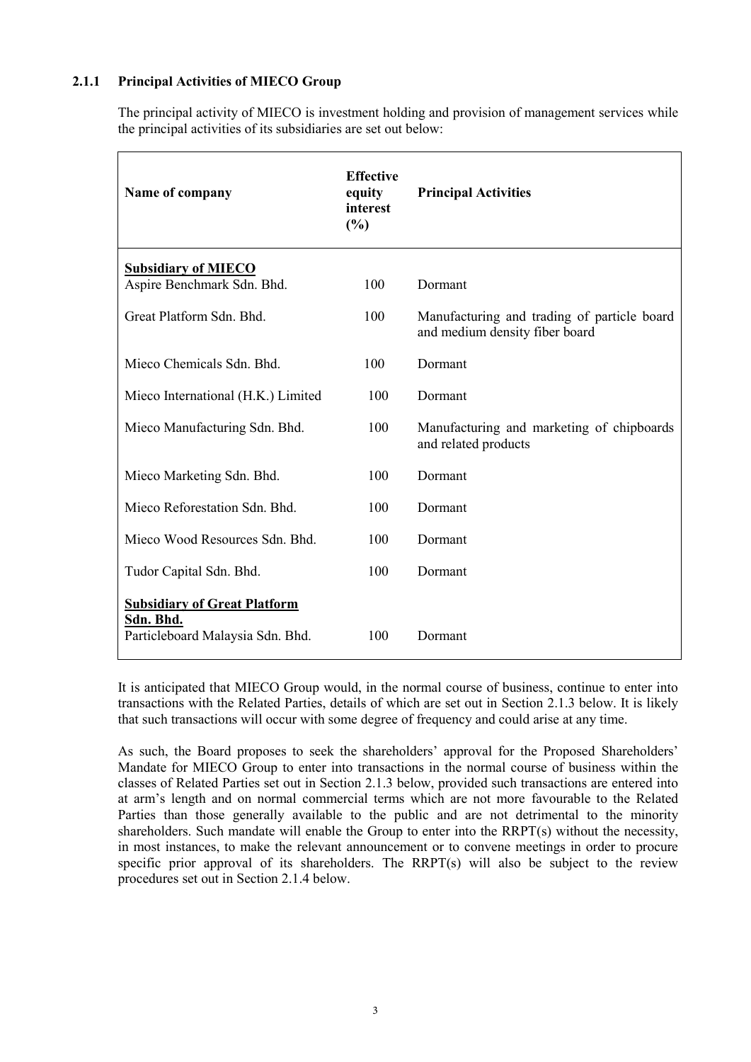### 2.1.1 Principal Activities of MIECO Group

The principal activity of MIECO is investment holding and provision of management services while the principal activities of its subsidiaries are set out below:

| Name of company | Effective equity interest (%) | Principal Activities |
|---|---|---|
| **Subsidiary of MIECO** | | |
| Aspire Benchmark Sdn. Bhd. | 100 | Dormant |
| Great Platform Sdn. Bhd. | 100 | Manufacturing and trading of particle board and medium density fiber board |
| Mieco Chemicals Sdn. Bhd. | 100 | Dormant |
| Mieco International (H.K.) Limited | 100 | Dormant |
| Mieco Manufacturing Sdn. Bhd. | 100 | Manufacturing and marketing of chipboards and related products |
| Mieco Marketing Sdn. Bhd. | 100 | Dormant |
| Mieco Reforestation Sdn. Bhd. | 100 | Dormant |
| Mieco Wood Resources Sdn. Bhd. | 100 | Dormant |
| Tudor Capital Sdn. Bhd. | 100 | Dormant |
| **Subsidiary of Great Platform Sdn. Bhd.** | | |
| Particleboard Malaysia Sdn. Bhd. | 100 | Dormant |

It is anticipated that MIECO Group would, in the normal course of business, continue to enter into transactions with the Related Parties, details of which are set out in Section 2.1.3 below. It is likely that such transactions will occur with some degree of frequency and could arise at any time.

As such, the Board proposes to seek the shareholders' approval for the Proposed Shareholders' Mandate for MIECO Group to enter into transactions in the normal course of business within the classes of Related Parties set out in Section 2.1.3 below, provided such transactions are entered into at arm's length and on normal commercial terms which are not more favourable to the Related Parties than those generally available to the public and are not detrimental to the minority shareholders. Such mandate will enable the Group to enter into the RRPT(s) without the necessity, in most instances, to make the relevant announcement or to convene meetings in order to procure specific prior approval of its shareholders. The RRPT(s) will also be subject to the review procedures set out in Section 2.1.4 below.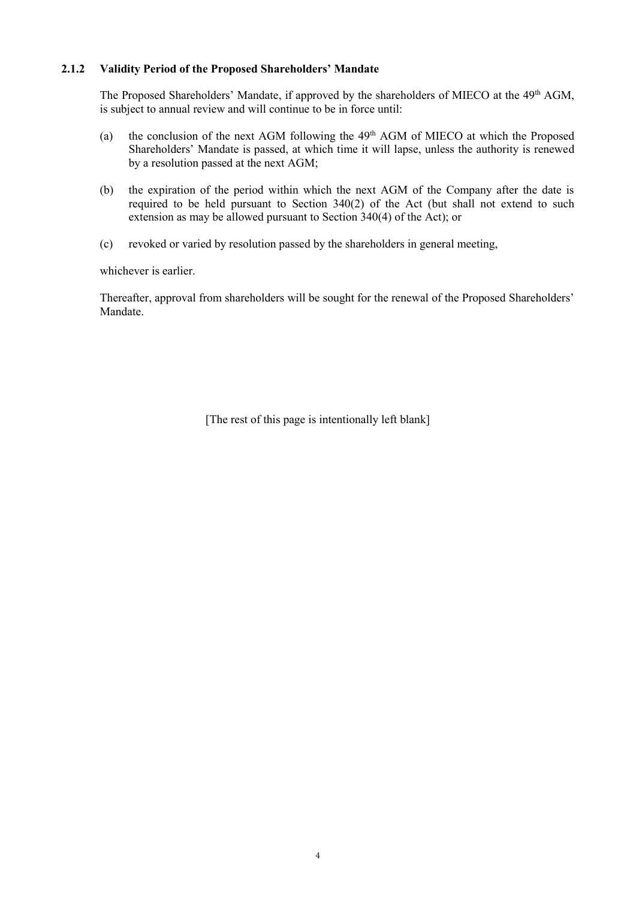### 2.1.2 Validity Period of the Proposed Shareholders' Mandate

The Proposed Shareholders' Mandate, if approved by the shareholders of MIECO at the 49th AGM, is subject to annual review and will continue to be in force until:

(a) the conclusion of the next AGM following the 49th AGM of MIECO at which the Proposed Shareholders' Mandate is passed, at which time it will lapse, unless the authority is renewed by a resolution passed at the next AGM;

(b) the expiration of the period within which the next AGM of the Company after the date is required to be held pursuant to Section 340(2) of the Act (but shall not extend to such extension as may be allowed pursuant to Section 340(4) of the Act); or

(c) revoked or varied by resolution passed by the shareholders in general meeting,

whichever is earlier.

Thereafter, approval from shareholders will be sought for the renewal of the Proposed Shareholders' Mandate.

[The rest of this page is intentionally left blank]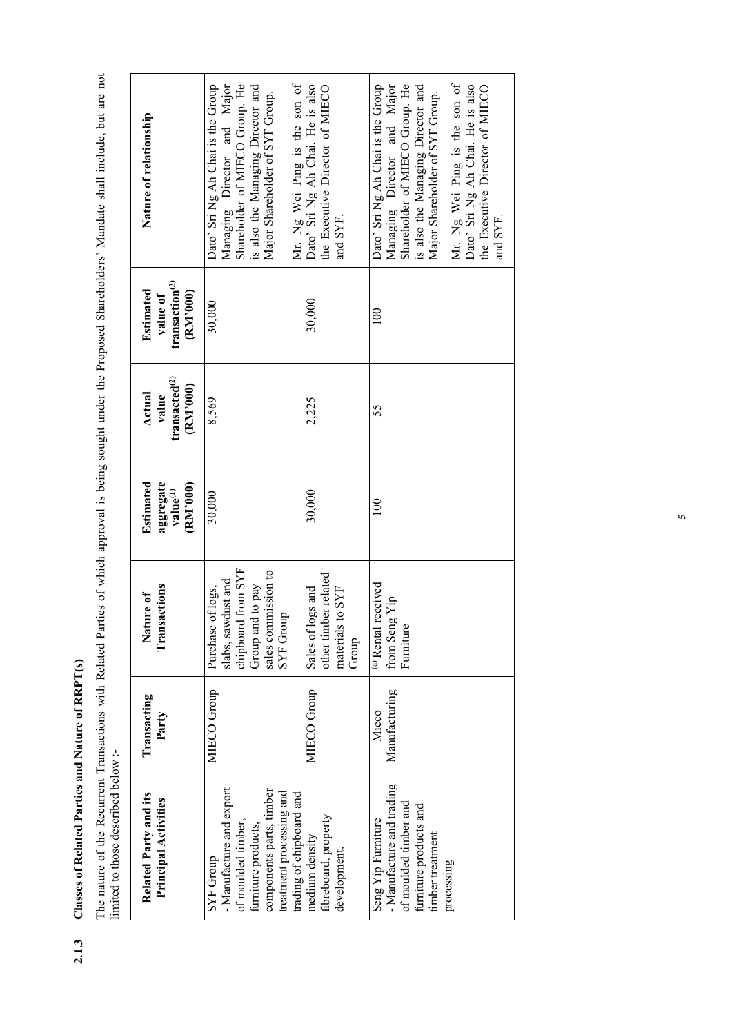### 2.1.3 Classes of Related Parties and Nature of RRPT(s)

The nature of the Recurrent Transactions with Related Parties of which approval is being sought under the Proposed Shareholders' Mandate shall include, but are not limited to those described below :-

| Related Party and its Principal Activities | Transacting Party | Nature of Transactions | Estimated aggregate value[1] (RM'000) | Actual value transacted[2] (RM'000) | Estimated value of transaction[3] (RM'000) | Nature of relationship |
|---|---|---|---|---|---|---|
| SYF Group<br>- Manufacture and export of moulded timber, furniture products, components parts, timber treatment processing and trading of chipboard and medium density fibreboard, property development. | MIECO Group | Purchase of logs, slabs, sawdust and chipboard from SYF Group and to pay sales commission to SYF Group | 30,000 | 8,569 | 30,000 | Dato' Sri Ng Ah Chai is the Group Managing Director and Major Shareholder of MIECO Group. He is also the Managing Director and Major Shareholder of SYF Group.<br><br>Mr. Ng Wei Ping is the son of Dato' Sri Ng Ah Chai. He is also the Executive Director of MIECO and SYF. |
| | MIECO Group | Sales of logs and other timber related materials to SYF Group | 30,000 | 2,225 | 30,000 | |
| Seng Yip Furniture<br>- Manufacture and trading of moulded timber and furniture products and timber treatment processing | Mieco Manufacturing | [a] Rental received from Seng Yip Furniture | 100 | 55 | 100 | Dato' Sri Ng Ah Chai is the Group Managing Director and Major Shareholder of MIECO Group. He is also the Managing Director and Major Shareholder of SYF Group.<br><br>Mr. Ng Wei Ping is the son of Dato' Sri Ng Ah Chai. He is also the Executive Director of MIECO and SYF. |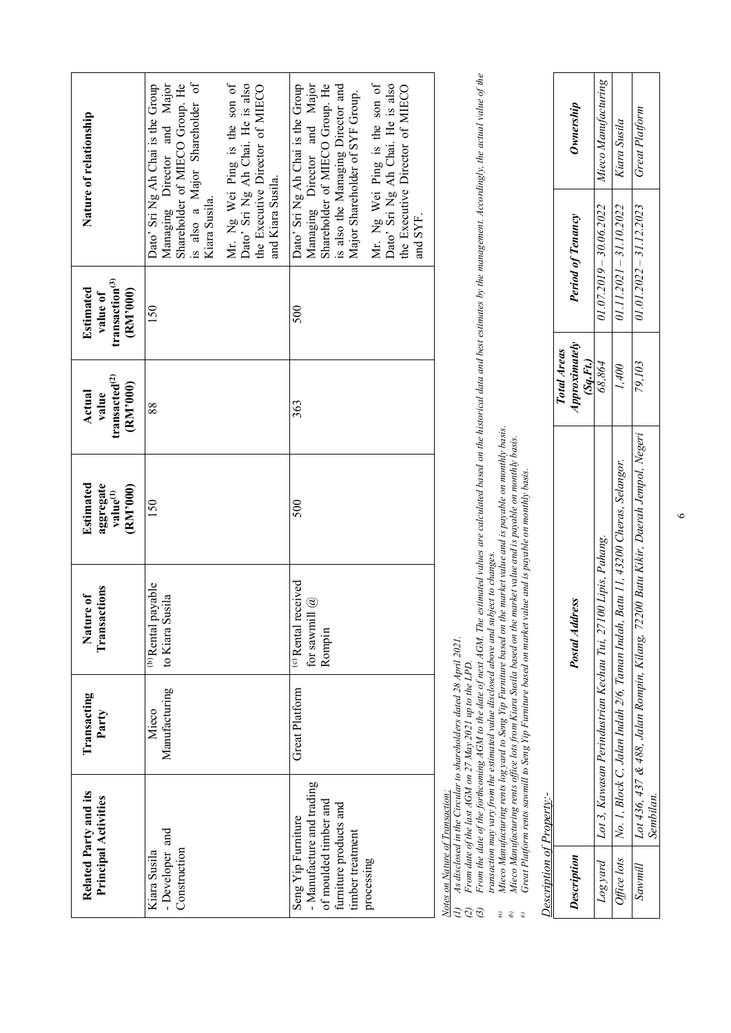| Related Party and its Principal Activities | Transacting Party | Nature of Transactions | Estimated aggregate value[1] (RM'000) | Actual value transacted[2] (RM'000) | Estimated value of transaction[3] (RM'000) | Nature of relationship |
|---|---|---|---|---|---|---|
| Kiara Susila - Developer and Construction | Mieco Manufacturing | [b]Rental payable to Kiara Susila | 150 | 88 | 150 | Dato' Sri Ng Ah Chai is the Group Managing Director and Major Shareholder of MIECO Group. He is also a Major Shareholder of Kiara Susila. Mr. Ng Wei Ping is the son of Dato' Sri Ng Ah Chai. He is also the Executive Director of MIECO and Kiara Susila. |
| Seng Yip Furniture - Manufacture and trading of moulded timber and furniture products and timber treatment processing | Great Platform | [c]Rental received for sawmill @ Rompin | 500 | 363 | 500 | Dato' Sri Ng Ah Chai is the Group Managing Director and Major Shareholder of MIECO Group. He is also the Managing Director and Major Shareholder of SYF Group. Mr. Ng Wei Ping is the son of Dato' Sri Ng Ah Chai. He is also the Executive Director of MIECO and SYF. |

*Notes on Nature of Transaction:*

*(1) As disclosed in the Circular to shareholders dated 28 April 2021.*
*(2) From date of the last AGM on 27 May 2021 up to the LPD.*
*(3) From the date of the forthcoming AGM to the date of next AGM. The estimated values are calculated based on the historical data and best estimates by the management. Accordingly, the actual value of the transaction may vary from the estimated value disclosed above and subject to changes.*
*(a) Mieco Manufacturing rents log yard to Seng Yip Furniture based on the market value and is payable on monthly basis.*
*(b) Mieco Manufacturing rents office lots from Kiara Susila based on the market value and is payable on monthly basis.*
*(c) Great Platform rents sawmill to Seng Yip Furniture based on market value and is payable on monthly basis.*

*Description of Property:-*

| Description | Postal Address | Total Areas Approximately (Sq.Ft.) | Period of Tenancy | Ownership |
|---|---|---|---|---|
| *Log yard* | *Lot 3, Kawasan Perindustrian Kechau Tui, 27100 Lipis, Pahang.* | *68,864* | *01.07.2019 – 30.06.2022* | *Mieco Manufacturing* |
| *Office lots* | *No. 1, Block C, Jalan Indah 2/6, Taman Indah, Batu 11, 43200 Cheras, Selangor.* | *1,400* | *01.11.2021 – 31.10.2022* | *Kiara Susila* |
| *Sawmill* | *Lot 436, 437 & 488, Jalan Rompin, Kilang, 72200 Batu Kikir, Daerah Jempol, Negeri Sembilan.* | *79,103* | *01.01.2022 – 31.12.2023* | *Great Platform* |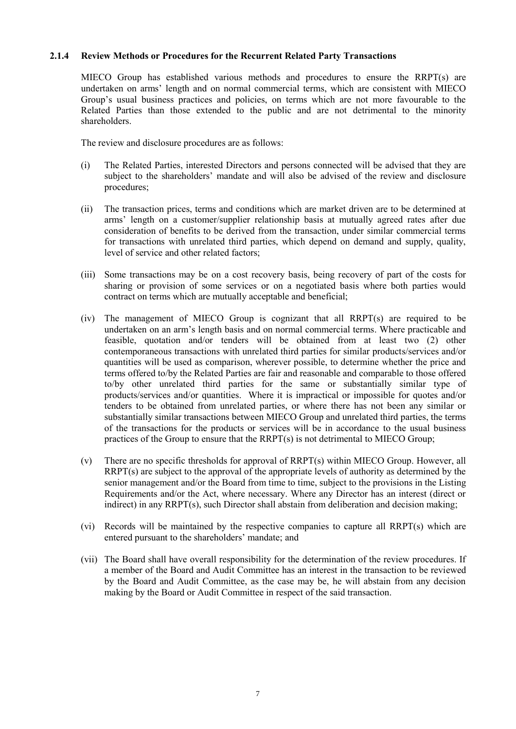### 2.1.4 Review Methods or Procedures for the Recurrent Related Party Transactions

MIECO Group has established various methods and procedures to ensure the RRPT(s) are undertaken on arms' length and on normal commercial terms, which are consistent with MIECO Group's usual business practices and policies, on terms which are not more favourable to the Related Parties than those extended to the public and are not detrimental to the minority shareholders.

The review and disclosure procedures are as follows:

(i) The Related Parties, interested Directors and persons connected will be advised that they are subject to the shareholders' mandate and will also be advised of the review and disclosure procedures;

(ii) The transaction prices, terms and conditions which are market driven are to be determined at arms' length on a customer/supplier relationship basis at mutually agreed rates after due consideration of benefits to be derived from the transaction, under similar commercial terms for transactions with unrelated third parties, which depend on demand and supply, quality, level of service and other related factors;

(iii) Some transactions may be on a cost recovery basis, being recovery of part of the costs for sharing or provision of some services or on a negotiated basis where both parties would contract on terms which are mutually acceptable and beneficial;

(iv) The management of MIECO Group is cognizant that all RRPT(s) are required to be undertaken on an arm's length basis and on normal commercial terms. Where practicable and feasible, quotation and/or tenders will be obtained from at least two (2) other contemporaneous transactions with unrelated third parties for similar products/services and/or quantities will be used as comparison, wherever possible, to determine whether the price and terms offered to/by the Related Parties are fair and reasonable and comparable to those offered to/by other unrelated third parties for the same or substantially similar type of products/services and/or quantities. Where it is impractical or impossible for quotes and/or tenders to be obtained from unrelated parties, or where there has not been any similar or substantially similar transactions between MIECO Group and unrelated third parties, the terms of the transactions for the products or services will be in accordance to the usual business practices of the Group to ensure that the RRPT(s) is not detrimental to MIECO Group;

(v) There are no specific thresholds for approval of RRPT(s) within MIECO Group. However, all RRPT(s) are subject to the approval of the appropriate levels of authority as determined by the senior management and/or the Board from time to time, subject to the provisions in the Listing Requirements and/or the Act, where necessary. Where any Director has an interest (direct or indirect) in any RRPT(s), such Director shall abstain from deliberation and decision making;

(vi) Records will be maintained by the respective companies to capture all RRPT(s) which are entered pursuant to the shareholders' mandate; and

(vii) The Board shall have overall responsibility for the determination of the review procedures. If a member of the Board and Audit Committee has an interest in the transaction to be reviewed by the Board and Audit Committee, as the case may be, he will abstain from any decision making by the Board or Audit Committee in respect of the said transaction.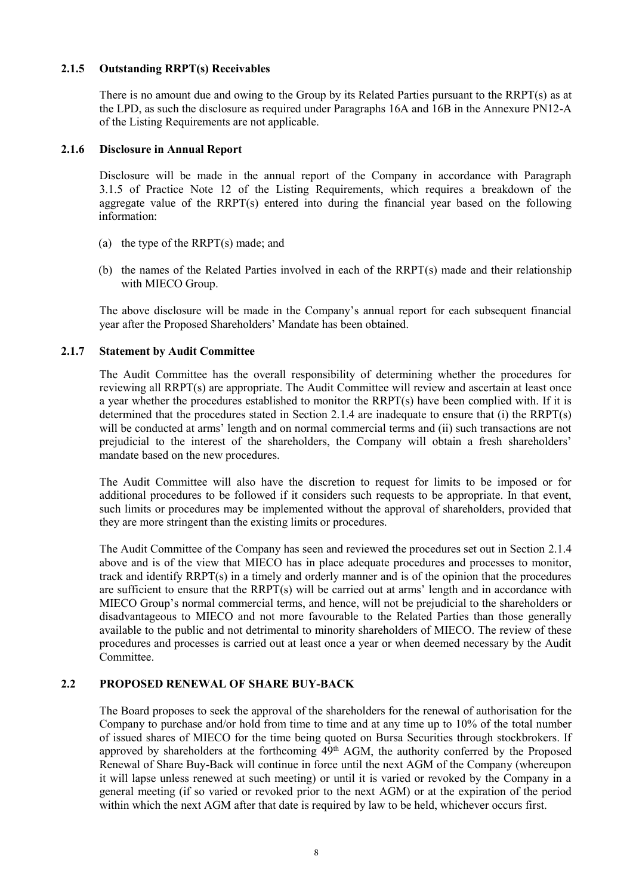#### 2.1.5 Outstanding RRPT(s) Receivables

There is no amount due and owing to the Group by its Related Parties pursuant to the RRPT(s) as at the LPD, as such the disclosure as required under Paragraphs 16A and 16B in the Annexure PN12-A of the Listing Requirements are not applicable.

#### 2.1.6 Disclosure in Annual Report

Disclosure will be made in the annual report of the Company in accordance with Paragraph 3.1.5 of Practice Note 12 of the Listing Requirements, which requires a breakdown of the aggregate value of the RRPT(s) entered into during the financial year based on the following information:

(a) the type of the RRPT(s) made; and

(b) the names of the Related Parties involved in each of the RRPT(s) made and their relationship with MIECO Group.

The above disclosure will be made in the Company's annual report for each subsequent financial year after the Proposed Shareholders' Mandate has been obtained.

#### 2.1.7 Statement by Audit Committee

The Audit Committee has the overall responsibility of determining whether the procedures for reviewing all RRPT(s) are appropriate. The Audit Committee will review and ascertain at least once a year whether the procedures established to monitor the RRPT(s) have been complied with. If it is determined that the procedures stated in Section 2.1.4 are inadequate to ensure that (i) the RRPT(s) will be conducted at arms' length and on normal commercial terms and (ii) such transactions are not prejudicial to the interest of the shareholders, the Company will obtain a fresh shareholders' mandate based on the new procedures.

The Audit Committee will also have the discretion to request for limits to be imposed or for additional procedures to be followed if it considers such requests to be appropriate. In that event, such limits or procedures may be implemented without the approval of shareholders, provided that they are more stringent than the existing limits or procedures.

The Audit Committee of the Company has seen and reviewed the procedures set out in Section 2.1.4 above and is of the view that MIECO has in place adequate procedures and processes to monitor, track and identify RRPT(s) in a timely and orderly manner and is of the opinion that the procedures are sufficient to ensure that the RRPT(s) will be carried out at arms' length and in accordance with MIECO Group's normal commercial terms, and hence, will not be prejudicial to the shareholders or disadvantageous to MIECO and not more favourable to the Related Parties than those generally available to the public and not detrimental to minority shareholders of MIECO. The review of these procedures and processes is carried out at least once a year or when deemed necessary by the Audit Committee.

### 2.2 PROPOSED RENEWAL OF SHARE BUY-BACK

The Board proposes to seek the approval of the shareholders for the renewal of authorisation for the Company to purchase and/or hold from time to time and at any time up to 10% of the total number of issued shares of MIECO for the time being quoted on Bursa Securities through stockbrokers. If approved by shareholders at the forthcoming 49th AGM, the authority conferred by the Proposed Renewal of Share Buy-Back will continue in force until the next AGM of the Company (whereupon it will lapse unless renewed at such meeting) or until it is varied or revoked by the Company in a general meeting (if so varied or revoked prior to the next AGM) or at the expiration of the period within which the next AGM after that date is required by law to be held, whichever occurs first.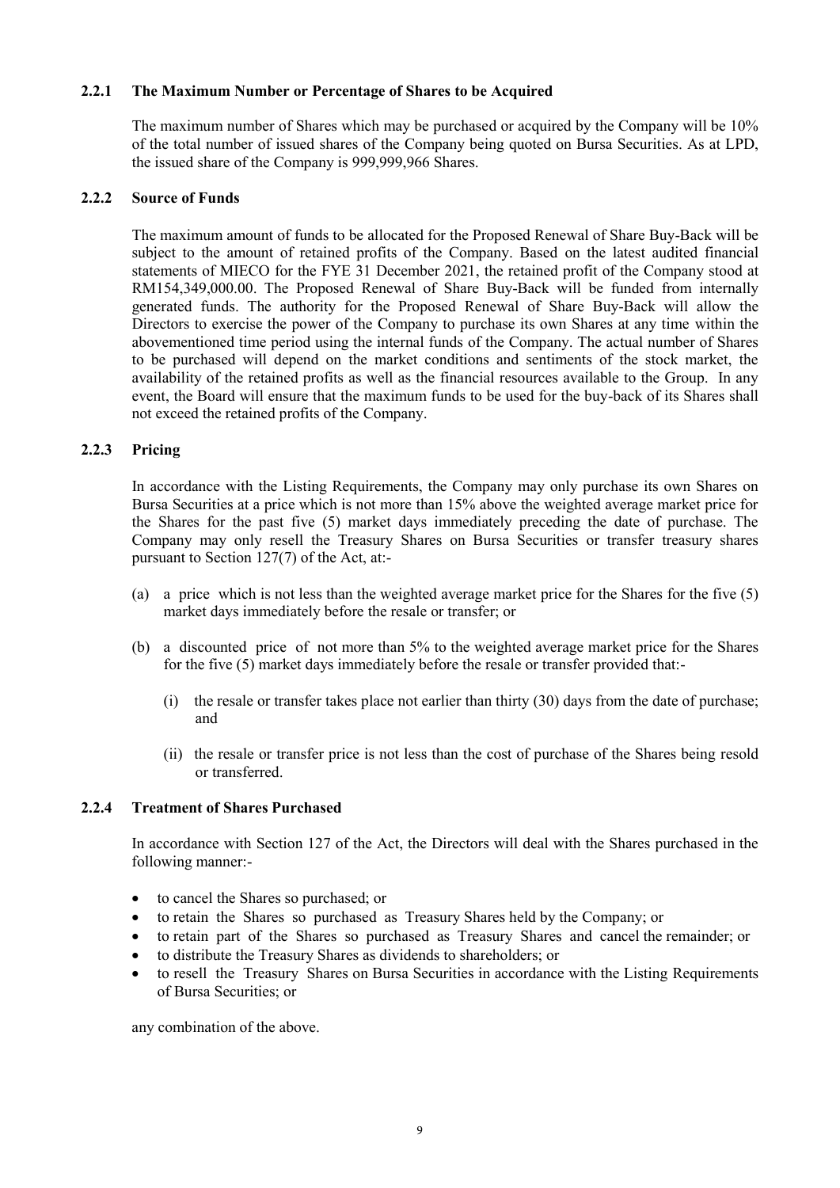### 2.2.1 The Maximum Number or Percentage of Shares to be Acquired

The maximum number of Shares which may be purchased or acquired by the Company will be 10% of the total number of issued shares of the Company being quoted on Bursa Securities. As at LPD, the issued share of the Company is 999,999,966 Shares.

### 2.2.2 Source of Funds

The maximum amount of funds to be allocated for the Proposed Renewal of Share Buy-Back will be subject to the amount of retained profits of the Company. Based on the latest audited financial statements of MIECO for the FYE 31 December 2021, the retained profit of the Company stood at RM154,349,000.00. The Proposed Renewal of Share Buy-Back will be funded from internally generated funds. The authority for the Proposed Renewal of Share Buy-Back will allow the Directors to exercise the power of the Company to purchase its own Shares at any time within the abovementioned time period using the internal funds of the Company. The actual number of Shares to be purchased will depend on the market conditions and sentiments of the stock market, the availability of the retained profits as well as the financial resources available to the Group. In any event, the Board will ensure that the maximum funds to be used for the buy-back of its Shares shall not exceed the retained profits of the Company.

### 2.2.3 Pricing

In accordance with the Listing Requirements, the Company may only purchase its own Shares on Bursa Securities at a price which is not more than 15% above the weighted average market price for the Shares for the past five (5) market days immediately preceding the date of purchase. The Company may only resell the Treasury Shares on Bursa Securities or transfer treasury shares pursuant to Section 127(7) of the Act, at:-

(a) a price which is not less than the weighted average market price for the Shares for the five (5) market days immediately before the resale or transfer; or

(b) a discounted price of not more than 5% to the weighted average market price for the Shares for the five (5) market days immediately before the resale or transfer provided that:-

   (i) the resale or transfer takes place not earlier than thirty (30) days from the date of purchase; and

   (ii) the resale or transfer price is not less than the cost of purchase of the Shares being resold or transferred.

### 2.2.4 Treatment of Shares Purchased

In accordance with Section 127 of the Act, the Directors will deal with the Shares purchased in the following manner:-

- to cancel the Shares so purchased; or
- to retain the Shares so purchased as Treasury Shares held by the Company; or
- to retain part of the Shares so purchased as Treasury Shares and cancel the remainder; or
- to distribute the Treasury Shares as dividends to shareholders; or
- to resell the Treasury Shares on Bursa Securities in accordance with the Listing Requirements of Bursa Securities; or

any combination of the above.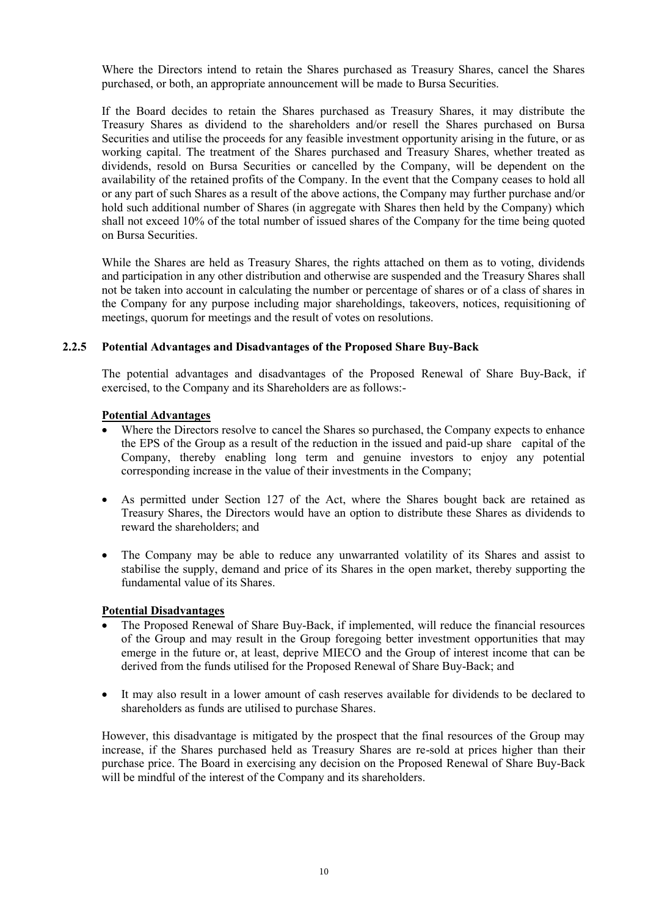Where the Directors intend to retain the Shares purchased as Treasury Shares, cancel the Shares purchased, or both, an appropriate announcement will be made to Bursa Securities.

If the Board decides to retain the Shares purchased as Treasury Shares, it may distribute the Treasury Shares as dividend to the shareholders and/or resell the Shares purchased on Bursa Securities and utilise the proceeds for any feasible investment opportunity arising in the future, or as working capital. The treatment of the Shares purchased and Treasury Shares, whether treated as dividends, resold on Bursa Securities or cancelled by the Company, will be dependent on the availability of the retained profits of the Company. In the event that the Company ceases to hold all or any part of such Shares as a result of the above actions, the Company may further purchase and/or hold such additional number of Shares (in aggregate with Shares then held by the Company) which shall not exceed 10% of the total number of issued shares of the Company for the time being quoted on Bursa Securities.

While the Shares are held as Treasury Shares, the rights attached on them as to voting, dividends and participation in any other distribution and otherwise are suspended and the Treasury Shares shall not be taken into account in calculating the number or percentage of shares or of a class of shares in the Company for any purpose including major shareholdings, takeovers, notices, requisitioning of meetings, quorum for meetings and the result of votes on resolutions.

### 2.2.5 Potential Advantages and Disadvantages of the Proposed Share Buy-Back

The potential advantages and disadvantages of the Proposed Renewal of Share Buy-Back, if exercised, to the Company and its Shareholders are as follows:-

**Potential Advantages**

- Where the Directors resolve to cancel the Shares so purchased, the Company expects to enhance the EPS of the Group as a result of the reduction in the issued and paid-up share capital of the Company, thereby enabling long term and genuine investors to enjoy any potential corresponding increase in the value of their investments in the Company;
- As permitted under Section 127 of the Act, where the Shares bought back are retained as Treasury Shares, the Directors would have an option to distribute these Shares as dividends to reward the shareholders; and
- The Company may be able to reduce any unwarranted volatility of its Shares and assist to stabilise the supply, demand and price of its Shares in the open market, thereby supporting the fundamental value of its Shares.

**Potential Disadvantages**

- The Proposed Renewal of Share Buy-Back, if implemented, will reduce the financial resources of the Group and may result in the Group foregoing better investment opportunities that may emerge in the future or, at least, deprive MIECO and the Group of interest income that can be derived from the funds utilised for the Proposed Renewal of Share Buy-Back; and
- It may also result in a lower amount of cash reserves available for dividends to be declared to shareholders as funds are utilised to purchase Shares.

However, this disadvantage is mitigated by the prospect that the final resources of the Group may increase, if the Shares purchased held as Treasury Shares are re-sold at prices higher than their purchase price. The Board in exercising any decision on the Proposed Renewal of Share Buy-Back will be mindful of the interest of the Company and its shareholders.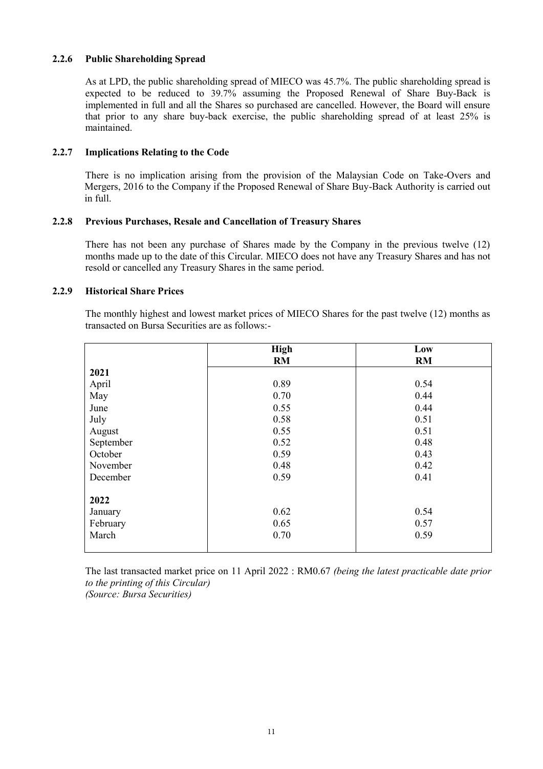#### 2.2.6 Public Shareholding Spread

As at LPD, the public shareholding spread of MIECO was 45.7%. The public shareholding spread is expected to be reduced to 39.7% assuming the Proposed Renewal of Share Buy-Back is implemented in full and all the Shares so purchased are cancelled. However, the Board will ensure that prior to any share buy-back exercise, the public shareholding spread of at least 25% is maintained.

#### 2.2.7 Implications Relating to the Code

There is no implication arising from the provision of the Malaysian Code on Take-Overs and Mergers, 2016 to the Company if the Proposed Renewal of Share Buy-Back Authority is carried out in full.

#### 2.2.8 Previous Purchases, Resale and Cancellation of Treasury Shares

There has not been any purchase of Shares made by the Company in the previous twelve (12) months made up to the date of this Circular. MIECO does not have any Treasury Shares and has not resold or cancelled any Treasury Shares in the same period.

#### 2.2.9 Historical Share Prices

The monthly highest and lowest market prices of MIECO Shares for the past twelve (12) months as transacted on Bursa Securities are as follows:-

| | High<br>RM | Low<br>RM |
|---|---|---|
| **2021** | | |
| April | 0.89 | 0.54 |
| May | 0.70 | 0.44 |
| June | 0.55 | 0.44 |
| July | 0.58 | 0.51 |
| August | 0.55 | 0.51 |
| September | 0.52 | 0.48 |
| October | 0.59 | 0.43 |
| November | 0.48 | 0.42 |
| December | 0.59 | 0.41 |
| **2022** | | |
| January | 0.62 | 0.54 |
| February | 0.65 | 0.57 |
| March | 0.70 | 0.59 |

The last transacted market price on 11 April 2022 : RM0.67 *(being the latest practicable date prior to the printing of this Circular)*
*(Source: Bursa Securities)*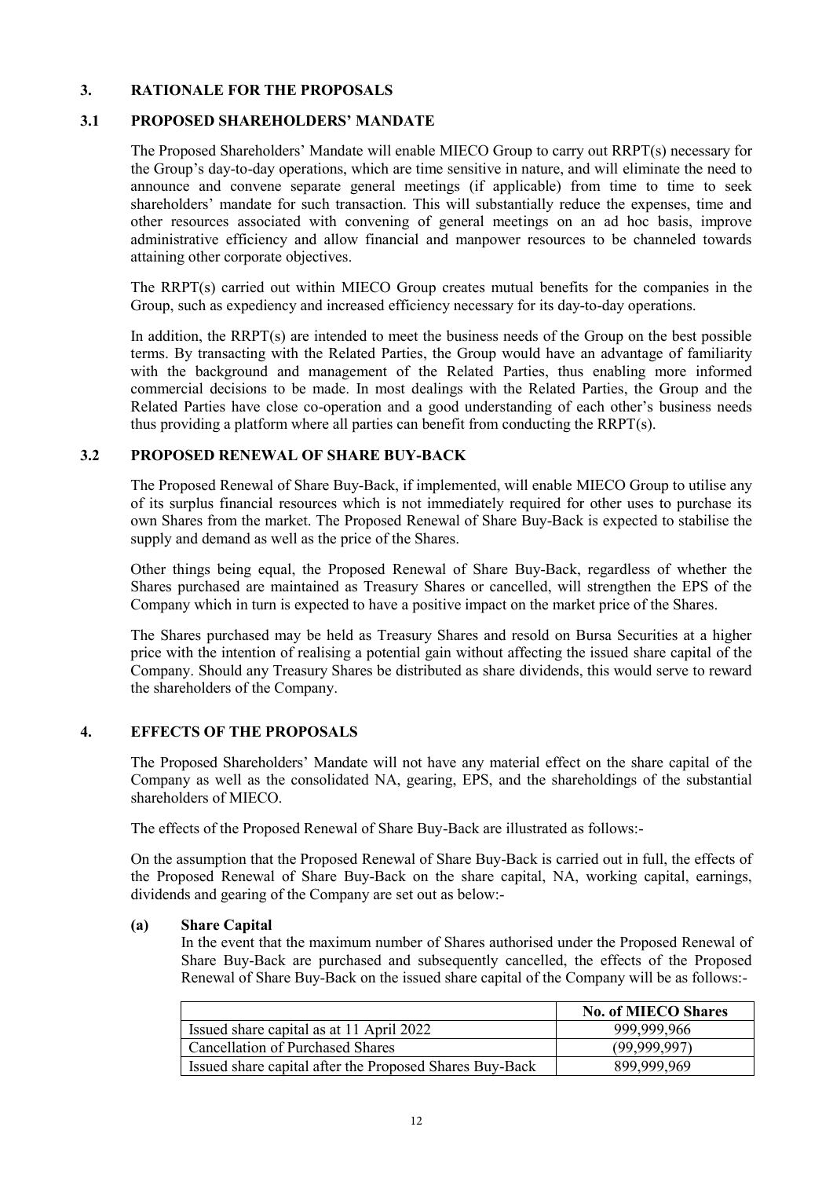## 3. RATIONALE FOR THE PROPOSALS

### 3.1 PROPOSED SHAREHOLDERS' MANDATE

The Proposed Shareholders' Mandate will enable MIECO Group to carry out RRPT(s) necessary for the Group's day-to-day operations, which are time sensitive in nature, and will eliminate the need to announce and convene separate general meetings (if applicable) from time to time to seek shareholders' mandate for such transaction. This will substantially reduce the expenses, time and other resources associated with convening of general meetings on an ad hoc basis, improve administrative efficiency and allow financial and manpower resources to be channeled towards attaining other corporate objectives.

The RRPT(s) carried out within MIECO Group creates mutual benefits for the companies in the Group, such as expediency and increased efficiency necessary for its day-to-day operations.

In addition, the RRPT(s) are intended to meet the business needs of the Group on the best possible terms. By transacting with the Related Parties, the Group would have an advantage of familiarity with the background and management of the Related Parties, thus enabling more informed commercial decisions to be made. In most dealings with the Related Parties, the Group and the Related Parties have close co-operation and a good understanding of each other's business needs thus providing a platform where all parties can benefit from conducting the RRPT(s).

### 3.2 PROPOSED RENEWAL OF SHARE BUY-BACK

The Proposed Renewal of Share Buy-Back, if implemented, will enable MIECO Group to utilise any of its surplus financial resources which is not immediately required for other uses to purchase its own Shares from the market. The Proposed Renewal of Share Buy-Back is expected to stabilise the supply and demand as well as the price of the Shares.

Other things being equal, the Proposed Renewal of Share Buy-Back, regardless of whether the Shares purchased are maintained as Treasury Shares or cancelled, will strengthen the EPS of the Company which in turn is expected to have a positive impact on the market price of the Shares.

The Shares purchased may be held as Treasury Shares and resold on Bursa Securities at a higher price with the intention of realising a potential gain without affecting the issued share capital of the Company. Should any Treasury Shares be distributed as share dividends, this would serve to reward the shareholders of the Company.

## 4. EFFECTS OF THE PROPOSALS

The Proposed Shareholders' Mandate will not have any material effect on the share capital of the Company as well as the consolidated NA, gearing, EPS, and the shareholdings of the substantial shareholders of MIECO.

The effects of the Proposed Renewal of Share Buy-Back are illustrated as follows:-

On the assumption that the Proposed Renewal of Share Buy-Back is carried out in full, the effects of the Proposed Renewal of Share Buy-Back on the share capital, NA, working capital, earnings, dividends and gearing of the Company are set out as below:-

**(a) Share Capital**

In the event that the maximum number of Shares authorised under the Proposed Renewal of Share Buy-Back are purchased and subsequently cancelled, the effects of the Proposed Renewal of Share Buy-Back on the issued share capital of the Company will be as follows:-

| | No. of MIECO Shares |
|---|---|
| Issued share capital as at 11 April 2022 | 999,999,966 |
| Cancellation of Purchased Shares | (99,999,997) |
| Issued share capital after the Proposed Shares Buy-Back | 899,999,969 |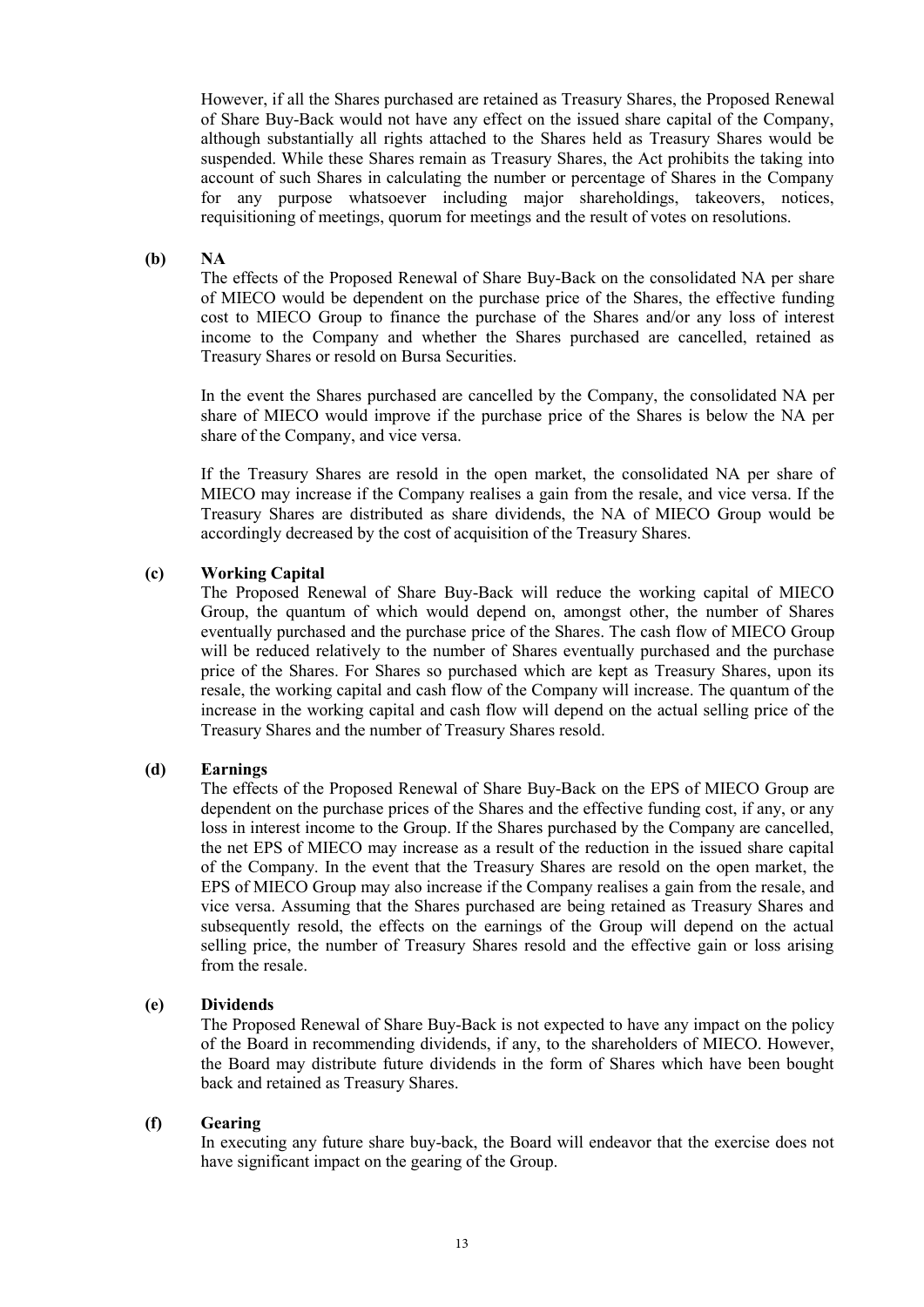However, if all the Shares purchased are retained as Treasury Shares, the Proposed Renewal of Share Buy-Back would not have any effect on the issued share capital of the Company, although substantially all rights attached to the Shares held as Treasury Shares would be suspended. While these Shares remain as Treasury Shares, the Act prohibits the taking into account of such Shares in calculating the number or percentage of Shares in the Company for any purpose whatsoever including major shareholdings, takeovers, notices, requisitioning of meetings, quorum for meetings and the result of votes on resolutions.

**(b) NA**

The effects of the Proposed Renewal of Share Buy-Back on the consolidated NA per share of MIECO would be dependent on the purchase price of the Shares, the effective funding cost to MIECO Group to finance the purchase of the Shares and/or any loss of interest income to the Company and whether the Shares purchased are cancelled, retained as Treasury Shares or resold on Bursa Securities.

In the event the Shares purchased are cancelled by the Company, the consolidated NA per share of MIECO would improve if the purchase price of the Shares is below the NA per share of the Company, and vice versa.

If the Treasury Shares are resold in the open market, the consolidated NA per share of MIECO may increase if the Company realises a gain from the resale, and vice versa. If the Treasury Shares are distributed as share dividends, the NA of MIECO Group would be accordingly decreased by the cost of acquisition of the Treasury Shares.

**(c) Working Capital**

The Proposed Renewal of Share Buy-Back will reduce the working capital of MIECO Group, the quantum of which would depend on, amongst other, the number of Shares eventually purchased and the purchase price of the Shares. The cash flow of MIECO Group will be reduced relatively to the number of Shares eventually purchased and the purchase price of the Shares. For Shares so purchased which are kept as Treasury Shares, upon its resale, the working capital and cash flow of the Company will increase. The quantum of the increase in the working capital and cash flow will depend on the actual selling price of the Treasury Shares and the number of Treasury Shares resold.

**(d) Earnings**

The effects of the Proposed Renewal of Share Buy-Back on the EPS of MIECO Group are dependent on the purchase prices of the Shares and the effective funding cost, if any, or any loss in interest income to the Group. If the Shares purchased by the Company are cancelled, the net EPS of MIECO may increase as a result of the reduction in the issued share capital of the Company. In the event that the Treasury Shares are resold on the open market, the EPS of MIECO Group may also increase if the Company realises a gain from the resale, and vice versa. Assuming that the Shares purchased are being retained as Treasury Shares and subsequently resold, the effects on the earnings of the Group will depend on the actual selling price, the number of Treasury Shares resold and the effective gain or loss arising from the resale.

**(e) Dividends**

The Proposed Renewal of Share Buy-Back is not expected to have any impact on the policy of the Board in recommending dividends, if any, to the shareholders of MIECO. However, the Board may distribute future dividends in the form of Shares which have been bought back and retained as Treasury Shares.

**(f) Gearing**

In executing any future share buy-back, the Board will endeavor that the exercise does not have significant impact on the gearing of the Group.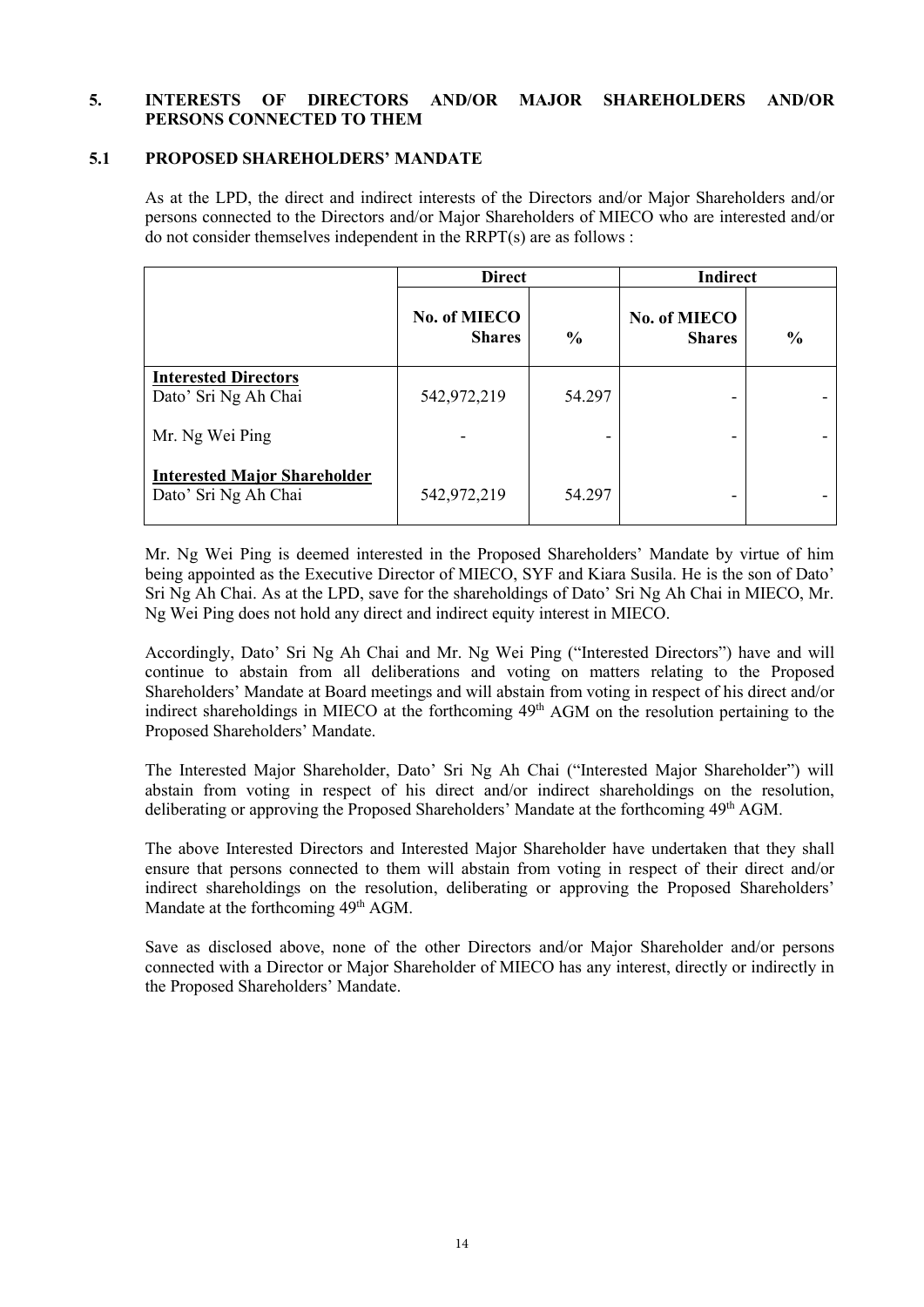## 5. INTERESTS OF DIRECTORS AND/OR MAJOR SHAREHOLDERS AND/OR PERSONS CONNECTED TO THEM

### 5.1 PROPOSED SHAREHOLDERS' MANDATE

As at the LPD, the direct and indirect interests of the Directors and/or Major Shareholders and/or persons connected to the Directors and/or Major Shareholders of MIECO who are interested and/or do not consider themselves independent in the RRPT(s) are as follows :

| | Direct | | Indirect | |
|---|---|---|---|---|
| | **No. of MIECO Shares** | **%** | **No. of MIECO Shares** | **%** |
| **Interested Directors** | | | | |
| Dato' Sri Ng Ah Chai | 542,972,219 | 54.297 | - | - |
| Mr. Ng Wei Ping | - | - | - | - |
| **Interested Major Shareholder** | | | | |
| Dato' Sri Ng Ah Chai | 542,972,219 | 54.297 | - | - |

Mr. Ng Wei Ping is deemed interested in the Proposed Shareholders' Mandate by virtue of him being appointed as the Executive Director of MIECO, SYF and Kiara Susila. He is the son of Dato' Sri Ng Ah Chai. As at the LPD, save for the shareholdings of Dato' Sri Ng Ah Chai in MIECO, Mr. Ng Wei Ping does not hold any direct and indirect equity interest in MIECO.

Accordingly, Dato' Sri Ng Ah Chai and Mr. Ng Wei Ping ("Interested Directors") have and will continue to abstain from all deliberations and voting on matters relating to the Proposed Shareholders' Mandate at Board meetings and will abstain from voting in respect of his direct and/or indirect shareholdings in MIECO at the forthcoming 49th AGM on the resolution pertaining to the Proposed Shareholders' Mandate.

The Interested Major Shareholder, Dato' Sri Ng Ah Chai ("Interested Major Shareholder") will abstain from voting in respect of his direct and/or indirect shareholdings on the resolution, deliberating or approving the Proposed Shareholders' Mandate at the forthcoming 49th AGM.

The above Interested Directors and Interested Major Shareholder have undertaken that they shall ensure that persons connected to them will abstain from voting in respect of their direct and/or indirect shareholdings on the resolution, deliberating or approving the Proposed Shareholders' Mandate at the forthcoming 49th AGM.

Save as disclosed above, none of the other Directors and/or Major Shareholder and/or persons connected with a Director or Major Shareholder of MIECO has any interest, directly or indirectly in the Proposed Shareholders' Mandate.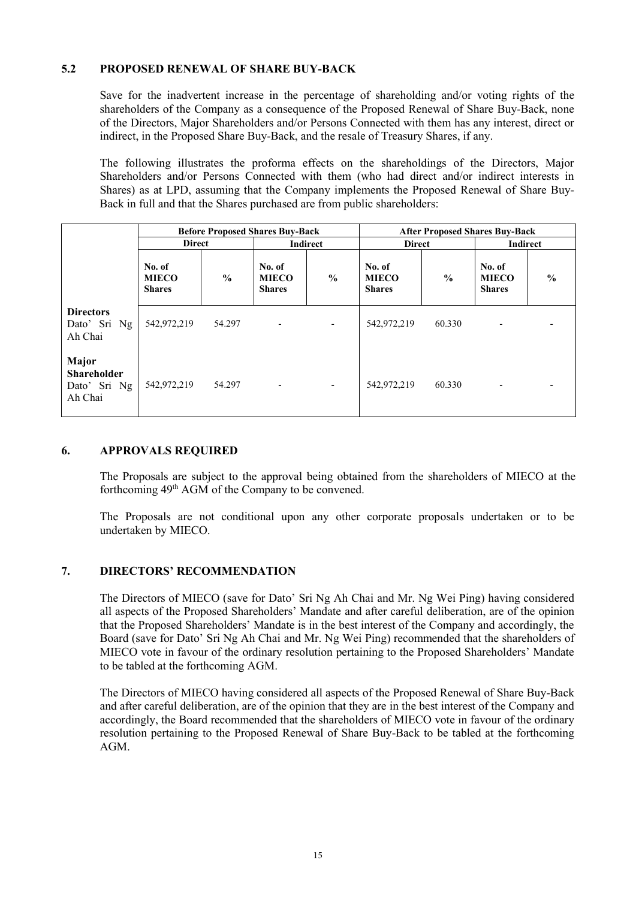### 5.2 PROPOSED RENEWAL OF SHARE BUY-BACK

Save for the inadvertent increase in the percentage of shareholding and/or voting rights of the shareholders of the Company as a consequence of the Proposed Renewal of Share Buy-Back, none of the Directors, Major Shareholders and/or Persons Connected with them has any interest, direct or indirect, in the Proposed Share Buy-Back, and the resale of Treasury Shares, if any.

The following illustrates the proforma effects on the shareholdings of the Directors, Major Shareholders and/or Persons Connected with them (who had direct and/or indirect interests in Shares) as at LPD, assuming that the Company implements the Proposed Renewal of Share Buy-Back in full and that the Shares purchased are from public shareholders:

| | Before Proposed Shares Buy-Back | | | | After Proposed Shares Buy-Back | | | |
|---|---|---|---|---|---|---|---|---|
| | Direct | | Indirect | | Direct | | Indirect | |
| | No. of MIECO Shares | % | No. of MIECO Shares | % | No. of MIECO Shares | % | No. of MIECO Shares | % |
| **Directors** Dato' Sri Ng Ah Chai | 542,972,219 | 54.297 | - | - | 542,972,219 | 60.330 | - | - |
| **Major Shareholder** Dato' Sri Ng Ah Chai | 542,972,219 | 54.297 | - | - | 542,972,219 | 60.330 | - | - |

## 6. APPROVALS REQUIRED

The Proposals are subject to the approval being obtained from the shareholders of MIECO at the forthcoming 49th AGM of the Company to be convened.

The Proposals are not conditional upon any other corporate proposals undertaken or to be undertaken by MIECO.

## 7. DIRECTORS' RECOMMENDATION

The Directors of MIECO (save for Dato' Sri Ng Ah Chai and Mr. Ng Wei Ping) having considered all aspects of the Proposed Shareholders' Mandate and after careful deliberation, are of the opinion that the Proposed Shareholders' Mandate is in the best interest of the Company and accordingly, the Board (save for Dato' Sri Ng Ah Chai and Mr. Ng Wei Ping) recommended that the shareholders of MIECO vote in favour of the ordinary resolution pertaining to the Proposed Shareholders' Mandate to be tabled at the forthcoming AGM.

The Directors of MIECO having considered all aspects of the Proposed Renewal of Share Buy-Back and after careful deliberation, are of the opinion that they are in the best interest of the Company and accordingly, the Board recommended that the shareholders of MIECO vote in favour of the ordinary resolution pertaining to the Proposed Renewal of Share Buy-Back to be tabled at the forthcoming AGM.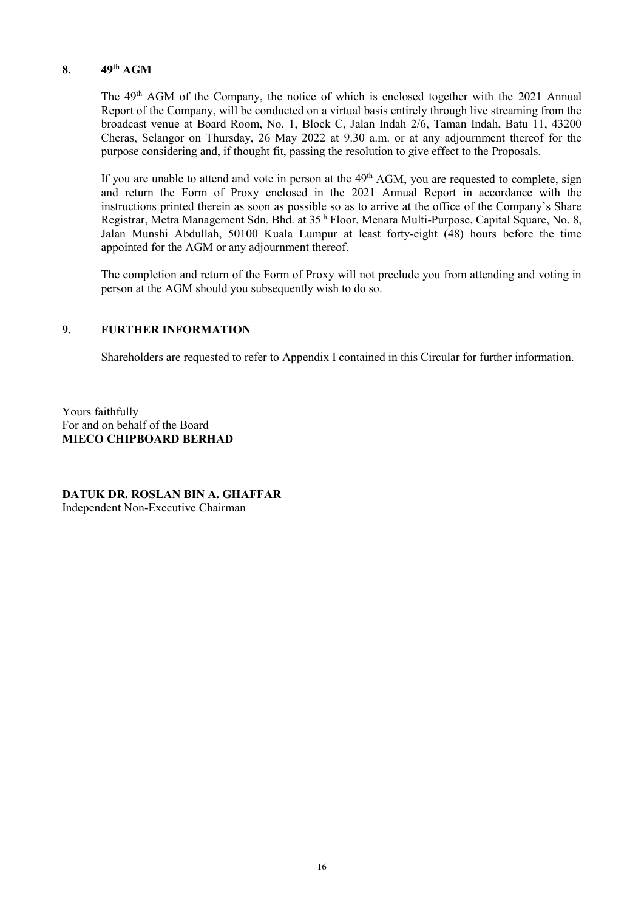## 8. 49th AGM

The 49th AGM of the Company, the notice of which is enclosed together with the 2021 Annual Report of the Company, will be conducted on a virtual basis entirely through live streaming from the broadcast venue at Board Room, No. 1, Block C, Jalan Indah 2/6, Taman Indah, Batu 11, 43200 Cheras, Selangor on Thursday, 26 May 2022 at 9.30 a.m. or at any adjournment thereof for the purpose considering and, if thought fit, passing the resolution to give effect to the Proposals.

If you are unable to attend and vote in person at the 49th AGM, you are requested to complete, sign and return the Form of Proxy enclosed in the 2021 Annual Report in accordance with the instructions printed therein as soon as possible so as to arrive at the office of the Company's Share Registrar, Metra Management Sdn. Bhd. at 35th Floor, Menara Multi-Purpose, Capital Square, No. 8, Jalan Munshi Abdullah, 50100 Kuala Lumpur at least forty-eight (48) hours before the time appointed for the AGM or any adjournment thereof.

The completion and return of the Form of Proxy will not preclude you from attending and voting in person at the AGM should you subsequently wish to do so.

## 9. FURTHER INFORMATION

Shareholders are requested to refer to Appendix I contained in this Circular for further information.

Yours faithfully
For and on behalf of the Board
**MIECO CHIPBOARD BERHAD**

**DATUK DR. ROSLAN BIN A. GHAFFAR**
Independent Non-Executive Chairman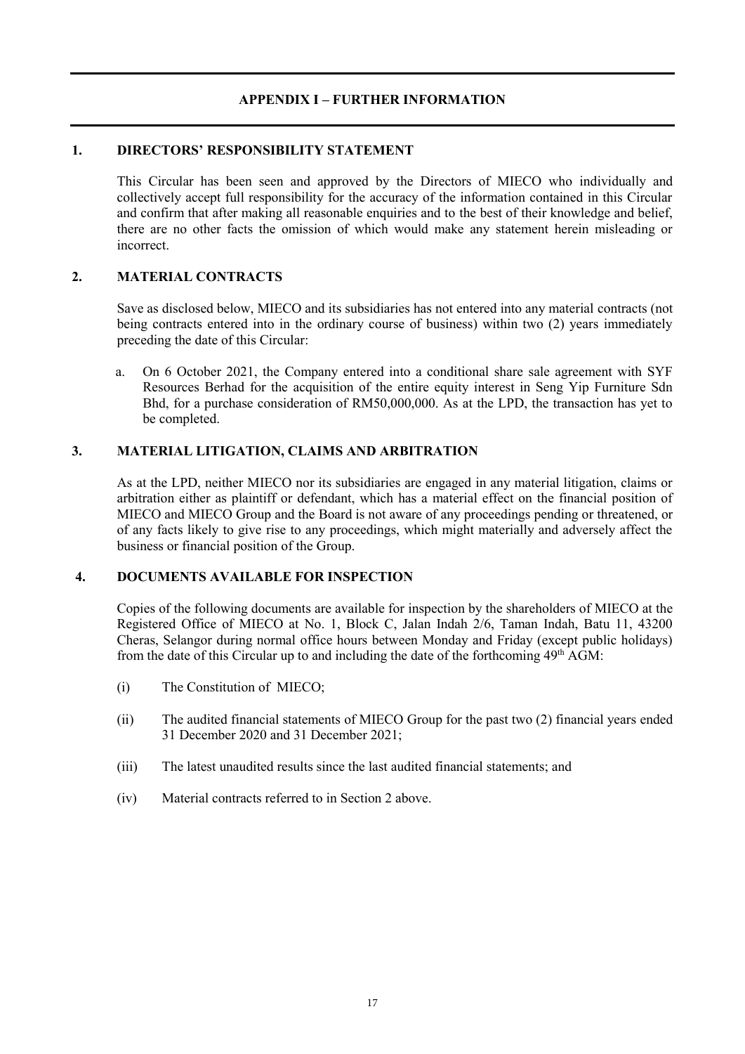# APPENDIX I – FURTHER INFORMATION

## 1. DIRECTORS' RESPONSIBILITY STATEMENT

This Circular has been seen and approved by the Directors of MIECO who individually and collectively accept full responsibility for the accuracy of the information contained in this Circular and confirm that after making all reasonable enquiries and to the best of their knowledge and belief, there are no other facts the omission of which would make any statement herein misleading or incorrect.

## 2. MATERIAL CONTRACTS

Save as disclosed below, MIECO and its subsidiaries has not entered into any material contracts (not being contracts entered into in the ordinary course of business) within two (2) years immediately preceding the date of this Circular:

a. On 6 October 2021, the Company entered into a conditional share sale agreement with SYF Resources Berhad for the acquisition of the entire equity interest in Seng Yip Furniture Sdn Bhd, for a purchase consideration of RM50,000,000. As at the LPD, the transaction has yet to be completed.

## 3. MATERIAL LITIGATION, CLAIMS AND ARBITRATION

As at the LPD, neither MIECO nor its subsidiaries are engaged in any material litigation, claims or arbitration either as plaintiff or defendant, which has a material effect on the financial position of MIECO and MIECO Group and the Board is not aware of any proceedings pending or threatened, or of any facts likely to give rise to any proceedings, which might materially and adversely affect the business or financial position of the Group.

## 4. DOCUMENTS AVAILABLE FOR INSPECTION

Copies of the following documents are available for inspection by the shareholders of MIECO at the Registered Office of MIECO at No. 1, Block C, Jalan Indah 2/6, Taman Indah, Batu 11, 43200 Cheras, Selangor during normal office hours between Monday and Friday (except public holidays) from the date of this Circular up to and including the date of the forthcoming 49th AGM:

(i) The Constitution of MIECO;

(ii) The audited financial statements of MIECO Group for the past two (2) financial years ended 31 December 2020 and 31 December 2021;

(iii) The latest unaudited results since the last audited financial statements; and

(iv) Material contracts referred to in Section 2 above.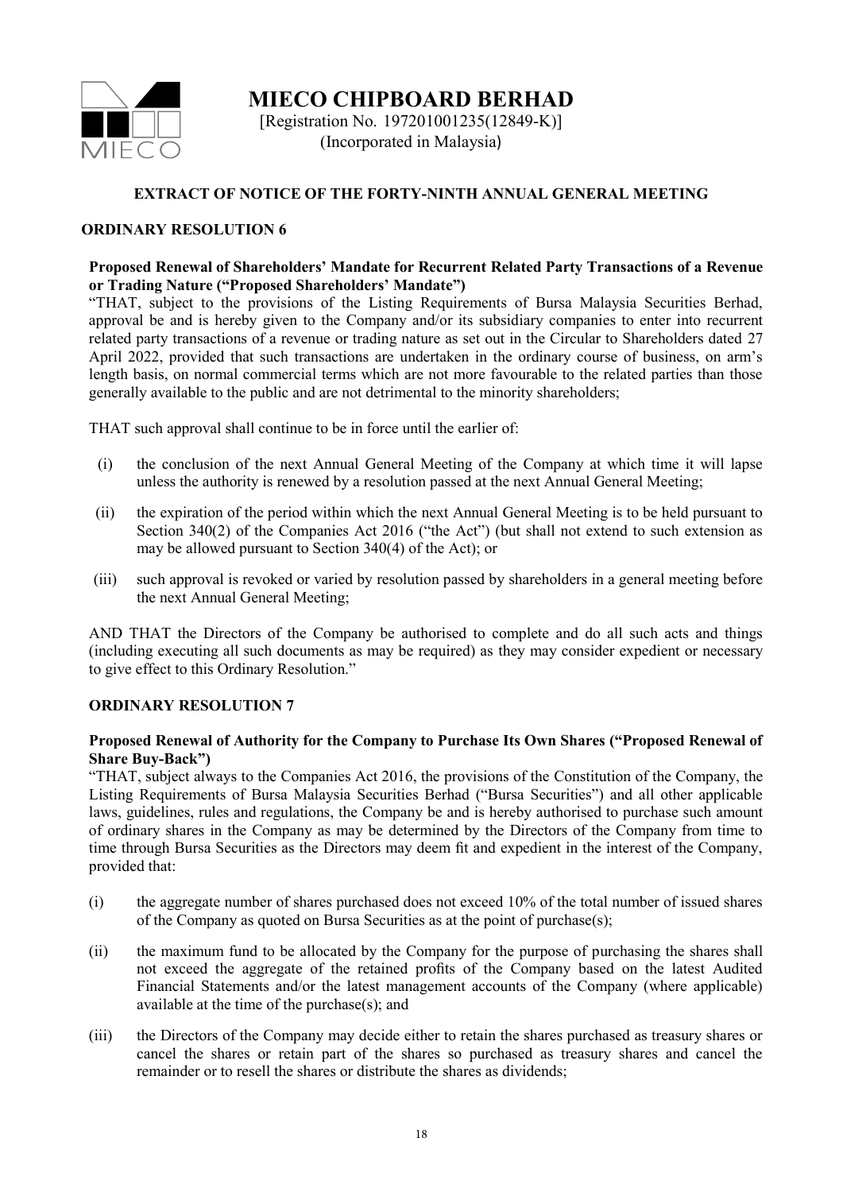# MIECO CHIPBOARD BERHAD

[Registration No. 197201001235(12849-K)]
(Incorporated in Malaysia)

## EXTRACT OF NOTICE OF THE FORTY-NINTH ANNUAL GENERAL MEETING

### ORDINARY RESOLUTION 6

**Proposed Renewal of Shareholders' Mandate for Recurrent Related Party Transactions of a Revenue or Trading Nature ("Proposed Shareholders' Mandate")**

"THAT, subject to the provisions of the Listing Requirements of Bursa Malaysia Securities Berhad, approval be and is hereby given to the Company and/or its subsidiary companies to enter into recurrent related party transactions of a revenue or trading nature as set out in the Circular to Shareholders dated 27 April 2022, provided that such transactions are undertaken in the ordinary course of business, on arm's length basis, on normal commercial terms which are not more favourable to the related parties than those generally available to the public and are not detrimental to the minority shareholders;

THAT such approval shall continue to be in force until the earlier of:

(i) the conclusion of the next Annual General Meeting of the Company at which time it will lapse unless the authority is renewed by a resolution passed at the next Annual General Meeting;

(ii) the expiration of the period within which the next Annual General Meeting is to be held pursuant to Section 340(2) of the Companies Act 2016 ("the Act") (but shall not extend to such extension as may be allowed pursuant to Section 340(4) of the Act); or

(iii) such approval is revoked or varied by resolution passed by shareholders in a general meeting before the next Annual General Meeting;

AND THAT the Directors of the Company be authorised to complete and do all such acts and things (including executing all such documents as may be required) as they may consider expedient or necessary to give effect to this Ordinary Resolution."

### ORDINARY RESOLUTION 7

**Proposed Renewal of Authority for the Company to Purchase Its Own Shares ("Proposed Renewal of Share Buy-Back")**

"THAT, subject always to the Companies Act 2016, the provisions of the Constitution of the Company, the Listing Requirements of Bursa Malaysia Securities Berhad ("Bursa Securities") and all other applicable laws, guidelines, rules and regulations, the Company be and is hereby authorised to purchase such amount of ordinary shares in the Company as may be determined by the Directors of the Company from time to time through Bursa Securities as the Directors may deem fit and expedient in the interest of the Company, provided that:

(i) the aggregate number of shares purchased does not exceed 10% of the total number of issued shares of the Company as quoted on Bursa Securities as at the point of purchase(s);

(ii) the maximum fund to be allocated by the Company for the purpose of purchasing the shares shall not exceed the aggregate of the retained profits of the Company based on the latest Audited Financial Statements and/or the latest management accounts of the Company (where applicable) available at the time of the purchase(s); and

(iii) the Directors of the Company may decide either to retain the shares purchased as treasury shares or cancel the shares or retain part of the shares so purchased as treasury shares and cancel the remainder or to resell the shares or distribute the shares as dividends;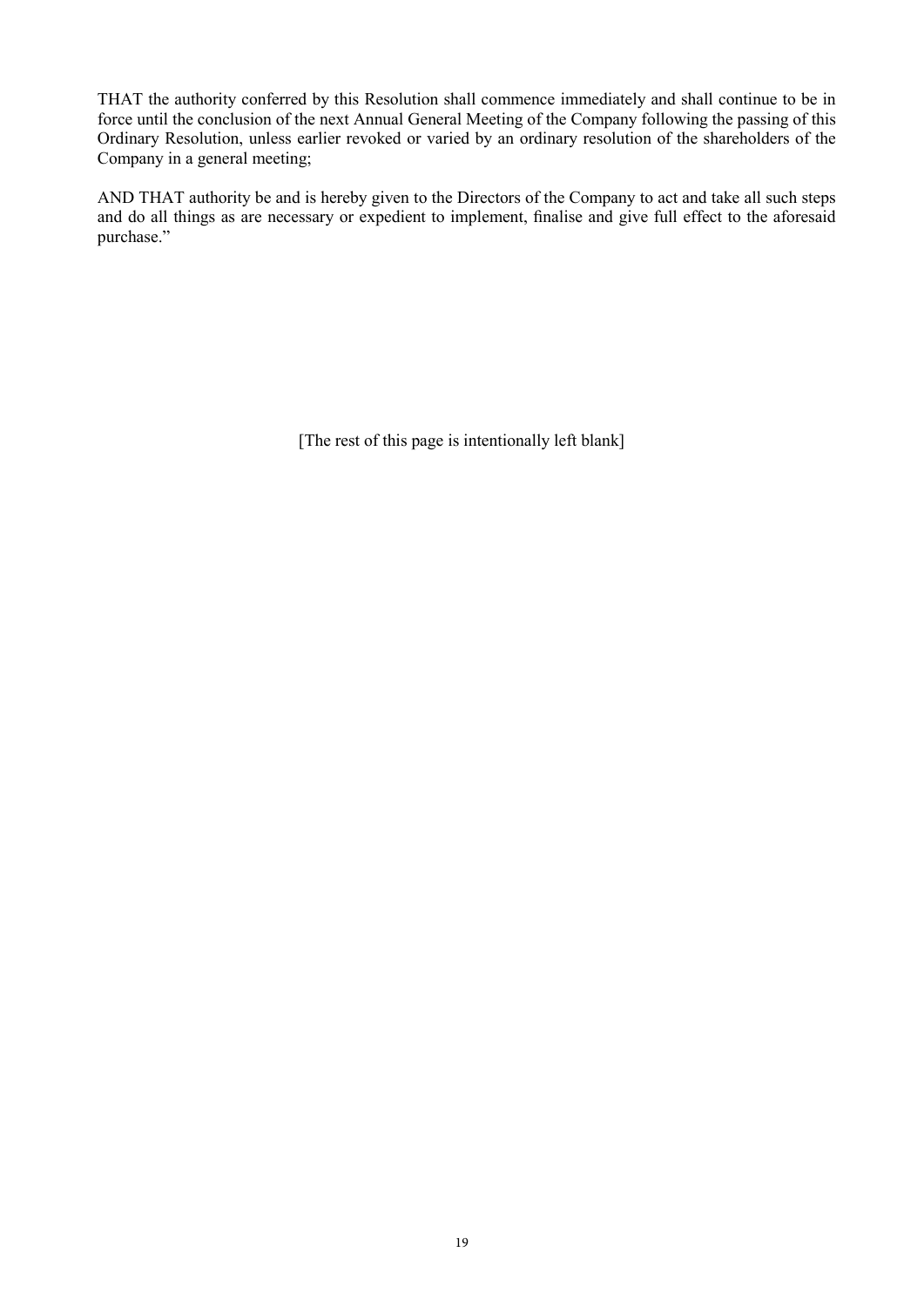THAT the authority conferred by this Resolution shall commence immediately and shall continue to be in force until the conclusion of the next Annual General Meeting of the Company following the passing of this Ordinary Resolution, unless earlier revoked or varied by an ordinary resolution of the shareholders of the Company in a general meeting;

AND THAT authority be and is hereby given to the Directors of the Company to act and take all such steps and do all things as are necessary or expedient to implement, finalise and give full effect to the aforesaid purchase."

[The rest of this page is intentionally left blank]